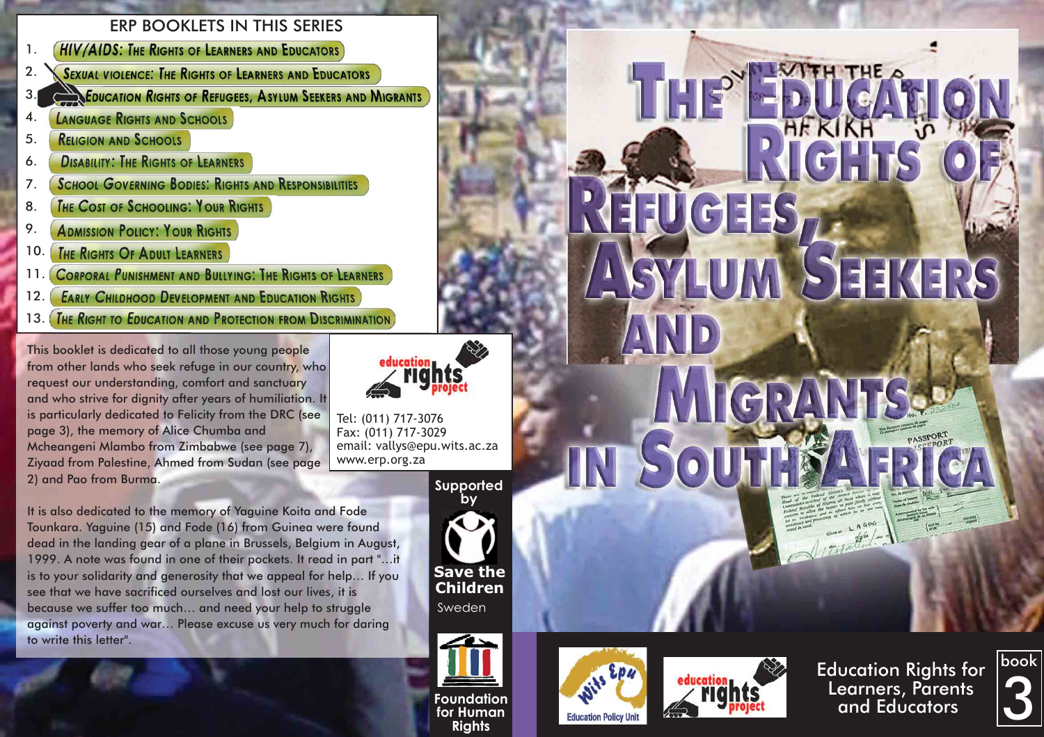# The Education Rights of Refugees, Asylum Seekers and Migrants in South Africa

## ERP BOOKLETS IN THIS SERIES

1. HIV/AIDS: The Rights of Learners and Educators
2. Sexual Violence: The Rights of Learners and Educators
3. Education Rights of Refugees, Asylum Seekers and Migrants
4. Language Rights and Schools
5. Religion and Schools
6. Disability: The Rights of Learners
7. School Governing Bodies: Rights and Responsibilities
8. The Cost of Schooling: Your Rights
9. Admission Policy: Your Rights
10. The Rights Of Adult Learners
11. Corporal Punishment and Bullying: The Rights of Learners
12. Early Childhood Development and Education Rights
13. The Right to Education and Protection from Discrimination

This booklet is dedicated to all those young people from other lands who seek refuge in our country, who request our understanding, comfort and sanctuary and who strive for dignity after years of humiliation. It is particularly dedicated to Felicity from the DRC (see page 3), the memory of Alice Chumba and Mcheangeni Mlambo from Zimbabwe (see page 7), Ziyaad from Palestine, Ahmed from Sudan (see page 2) and Pao from Burma.

It is also dedicated to the memory of Yaguine Koita and Fode Tounkara. Yaguine (15) and Fode (16) from Guinea were found dead in the landing gear of a plane in Brussels, Belgium in August, 1999. A note was found in one of their pockets. It read in part "...it is to your solidarity and generosity that we appeal for help... If you see that we have sacrificed ourselves and lost our lives, it is because we suffer too much... and need your help to struggle against poverty and war... Please excuse us very much for daring to write this letter".

education rights project

Tel: (011) 717-3076
Fax: (011) 717-3029
email: vallys@epu.wits.ac.za
www.erp.org.za

Supported by

Save the Children Sweden

Foundation for Human Rights

Wits Epu Education Policy Unit

education rights project

Education Rights for Learners, Parents and Educators

book 3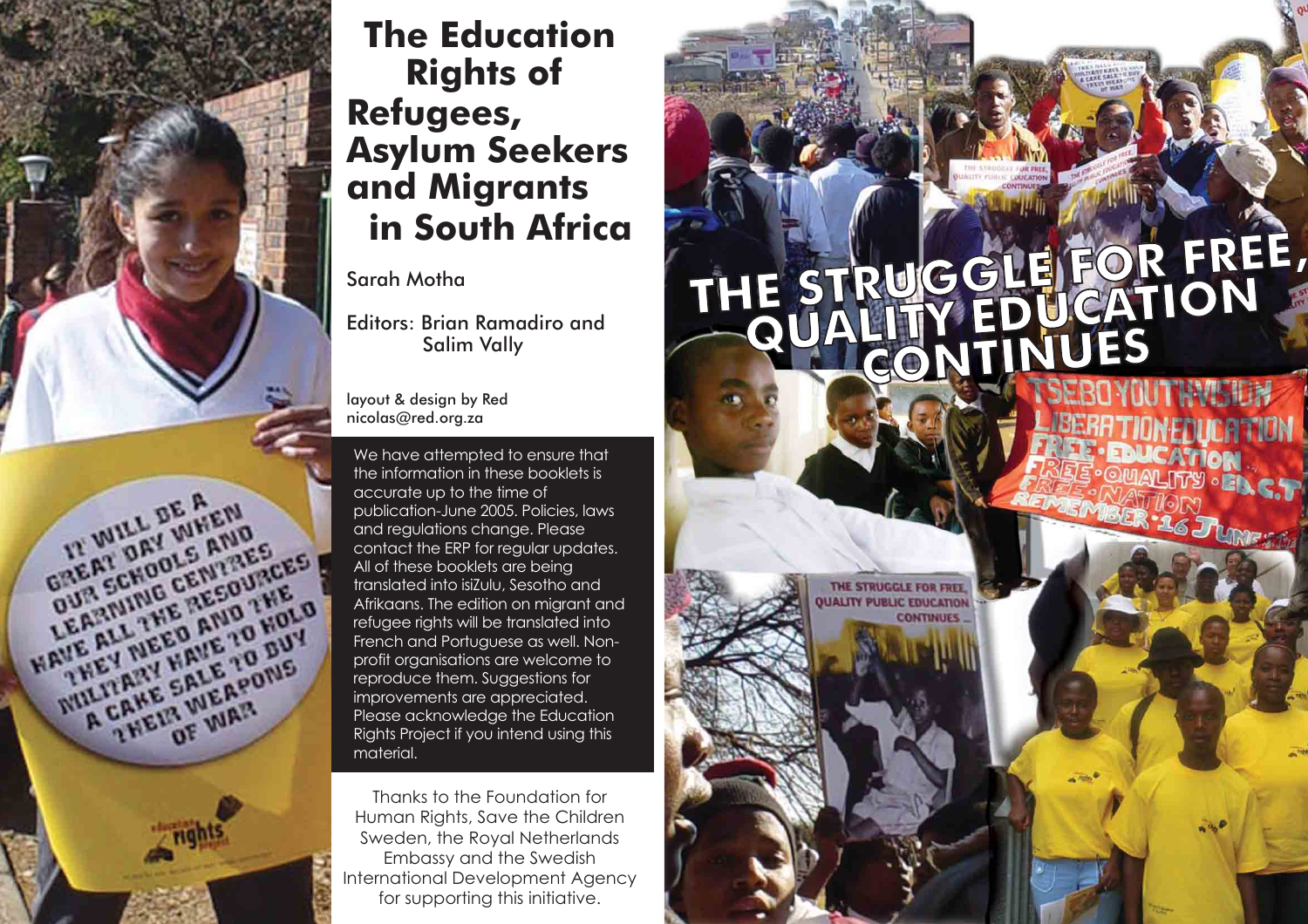# The Education Rights of Refugees, Asylum Seekers and Migrants in South Africa

Sarah Motha

Editors: Brian Ramadiro and Salim Vally

layout & design by Red
nicolas@red.org.za

We have attempted to ensure that the information in these booklets is accurate up to the time of publication-June 2005. Policies, laws and regulations change. Please contact the ERP for regular updates. All of these booklets are being translated into isiZulu, Sesotho and Afrikaans. The edition on migrant and refugee rights will be translated into French and Portuguese as well. Non-profit organisations are welcome to reproduce them. Suggestions for improvements are appreciated. Please acknowledge the Education Rights Project if you intend using this material.

Thanks to the Foundation for Human Rights, Save the Children Sweden, the Royal Netherlands Embassy and the Swedish International Development Agency for supporting this initiative.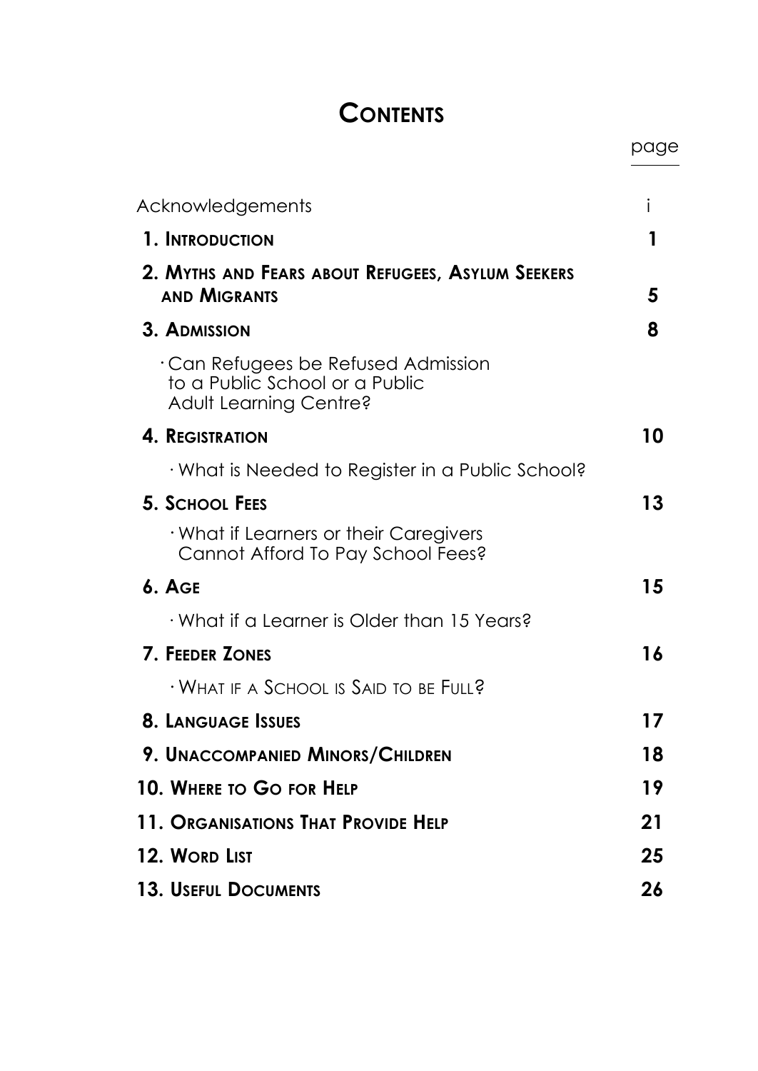# CONTENTS

| | page |
|---|---|
| Acknowledgements | i |
| **1. INTRODUCTION** | **1** |
| **2. MYTHS AND FEARS ABOUT REFUGEES, ASYLUM SEEKERS AND MIGRANTS** | **5** |
| **3. ADMISSION** | **8** |
| · Can Refugees be Refused Admission to a Public School or a Public Adult Learning Centre? | |
| **4. REGISTRATION** | **10** |
| · What is Needed to Register in a Public School? | |
| **5. SCHOOL FEES** | **13** |
| · What if Learners or their Caregivers Cannot Afford To Pay School Fees? | |
| **6. AGE** | **15** |
| · What if a Learner is Older than 15 Years? | |
| **7. FEEDER ZONES** | **16** |
| · WHAT IF A SCHOOL IS SAID TO BE FULL? | |
| **8. LANGUAGE ISSUES** | **17** |
| **9. UNACCOMPANIED MINORS/CHILDREN** | **18** |
| **10. WHERE TO GO FOR HELP** | **19** |
| **11. ORGANISATIONS THAT PROVIDE HELP** | **21** |
| **12. WORD LIST** | **25** |
| **13. USEFUL DOCUMENTS** | **26** |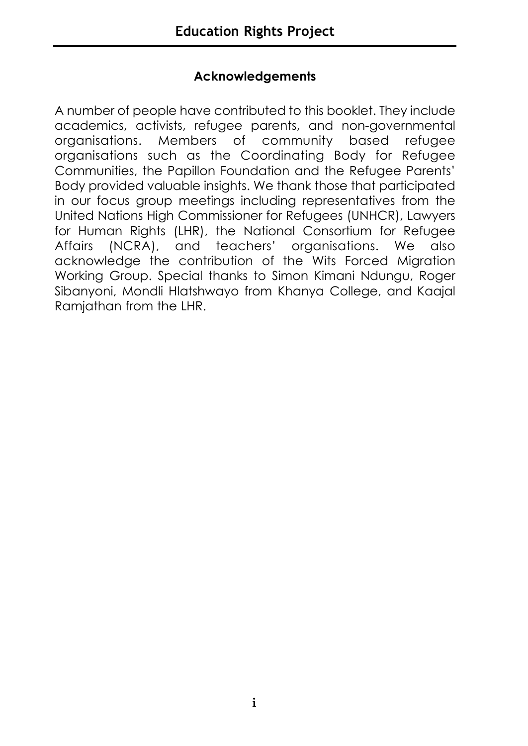## Acknowledgements

A number of people have contributed to this booklet. They include academics, activists, refugee parents, and non-governmental organisations. Members of community based refugee organisations such as the Coordinating Body for Refugee Communities, the Papillon Foundation and the Refugee Parents' Body provided valuable insights. We thank those that participated in our focus group meetings including representatives from the United Nations High Commissioner for Refugees (UNHCR), Lawyers for Human Rights (LHR), the National Consortium for Refugee Affairs (NCRA), and teachers' organisations. We also acknowledge the contribution of the Wits Forced Migration Working Group. Special thanks to Simon Kimani Ndungu, Roger Sibanyoni, Mondli Hlatshwayo from Khanya College, and Kaajal Ramjathan from the LHR.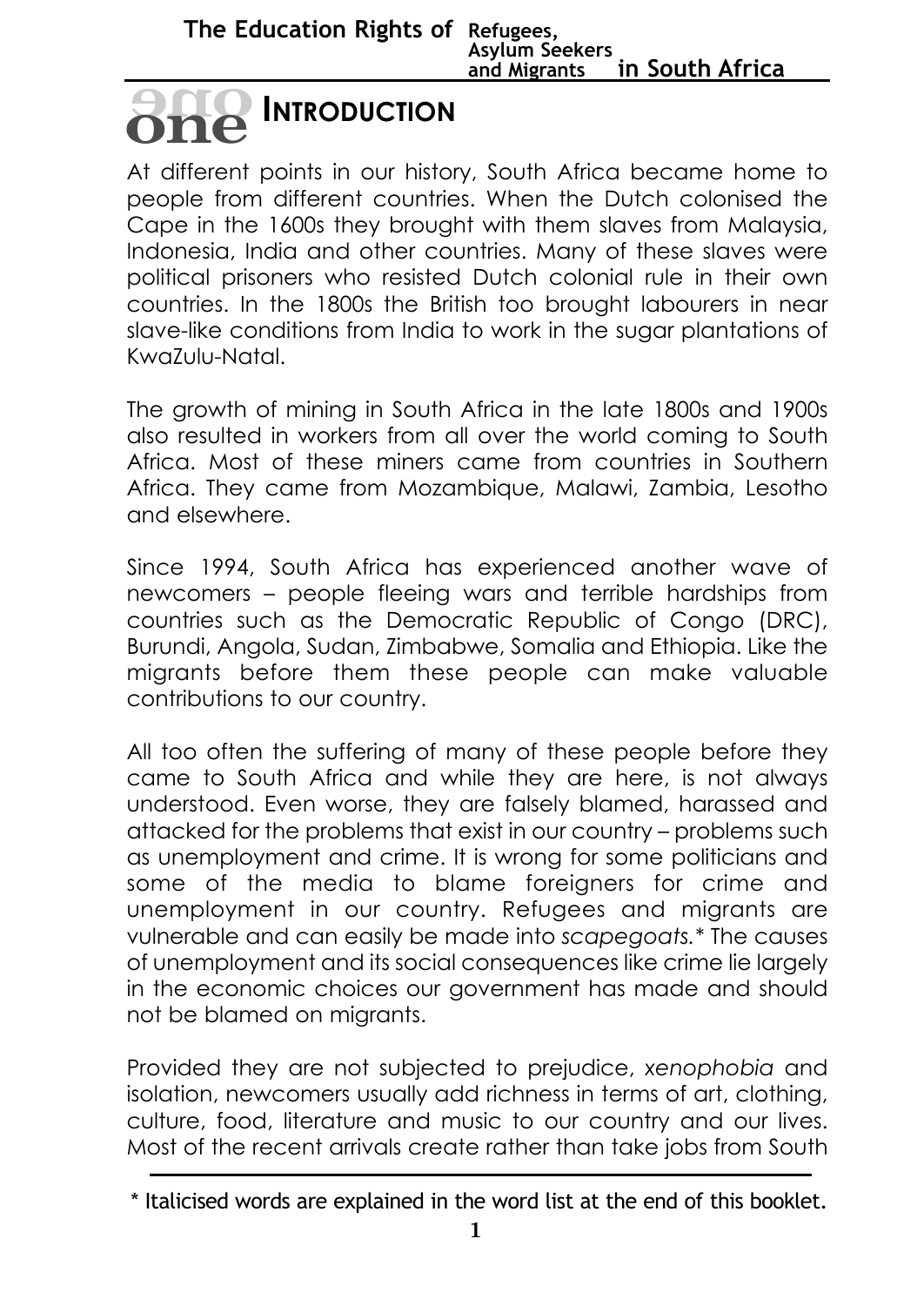# one INTRODUCTION

At different points in our history, South Africa became home to people from different countries. When the Dutch colonised the Cape in the 1600s they brought with them slaves from Malaysia, Indonesia, India and other countries. Many of these slaves were political prisoners who resisted Dutch colonial rule in their own countries. In the 1800s the British too brought labourers in near slave-like conditions from India to work in the sugar plantations of KwaZulu-Natal.

The growth of mining in South Africa in the late 1800s and 1900s also resulted in workers from all over the world coming to South Africa. Most of these miners came from countries in Southern Africa. They came from Mozambique, Malawi, Zambia, Lesotho and elsewhere.

Since 1994, South Africa has experienced another wave of newcomers – people fleeing wars and terrible hardships from countries such as the Democratic Republic of Congo (DRC), Burundi, Angola, Sudan, Zimbabwe, Somalia and Ethiopia. Like the migrants before them these people can make valuable contributions to our country.

All too often the suffering of many of these people before they came to South Africa and while they are here, is not always understood. Even worse, they are falsely blamed, harassed and attacked for the problems that exist in our country – problems such as unemployment and crime. It is wrong for some politicians and some of the media to blame foreigners for crime and unemployment in our country. Refugees and migrants are vulnerable and can easily be made into *scapegoats.** The causes of unemployment and its social consequences like crime lie largely in the economic choices our government has made and should not be blamed on migrants.

Provided they are not subjected to prejudice, *xenophobia* and isolation, newcomers usually add richness in terms of art, clothing, culture, food, literature and music to our country and our lives. Most of the recent arrivals create rather than take jobs from South

---

\* Italicised words are explained in the word list at the end of this booklet.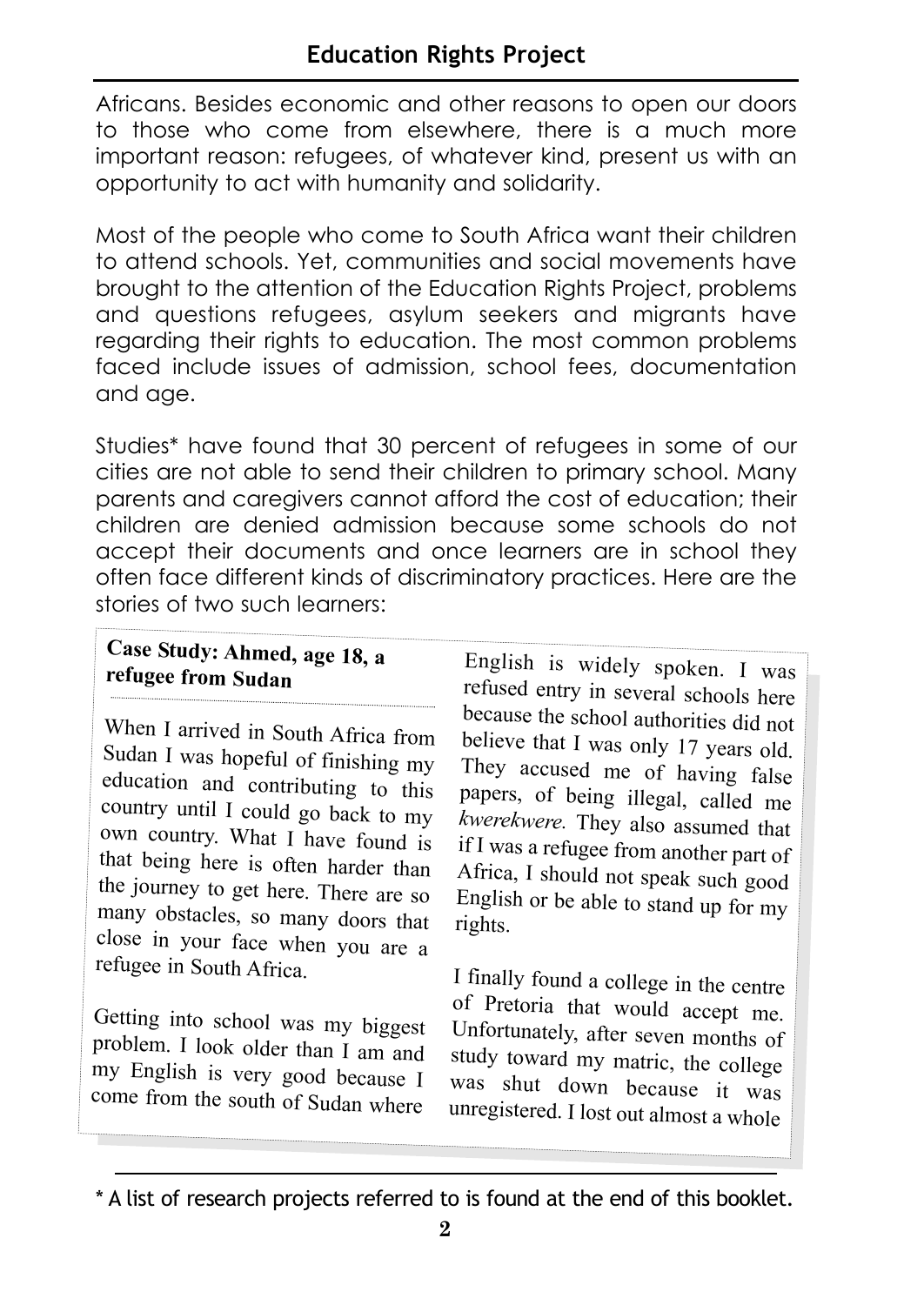Africans. Besides economic and other reasons to open our doors to those who come from elsewhere, there is a much more important reason: refugees, of whatever kind, present us with an opportunity to act with humanity and solidarity.

Most of the people who come to South Africa want their children to attend schools. Yet, communities and social movements have brought to the attention of the Education Rights Project, problems and questions refugees, asylum seekers and migrants have regarding their rights to education. The most common problems faced include issues of admission, school fees, documentation and age.

Studies* have found that 30 percent of refugees in some of our cities are not able to send their children to primary school. Many parents and caregivers cannot afford the cost of education; their children are denied admission because some schools do not accept their documents and once learners are in school they often face different kinds of discriminatory practices. Here are the stories of two such learners:

**Case Study: Ahmed, age 18, a refugee from Sudan**

When I arrived in South Africa from Sudan I was hopeful of finishing my education and contributing to this country until I could go back to my own country. What I have found is that being here is often harder than the journey to get here. There are so many obstacles, so many doors that close in your face when you are a refugee in South Africa.

Getting into school was my biggest problem. I look older than I am and my English is very good because I come from the south of Sudan where English is widely spoken. I was refused entry in several schools here because the school authorities did not believe that I was only 17 years old. They accused me of having false papers, of being illegal, called me *kwerekwere.* They also assumed that if I was a refugee from another part of Africa, I should not speak such good English or be able to stand up for my rights.

I finally found a college in the centre of Pretoria that would accept me. Unfortunately, after seven months of study toward my matric, the college was shut down because it was unregistered. I lost out almost a whole

\* A list of research projects referred to is found at the end of this booklet.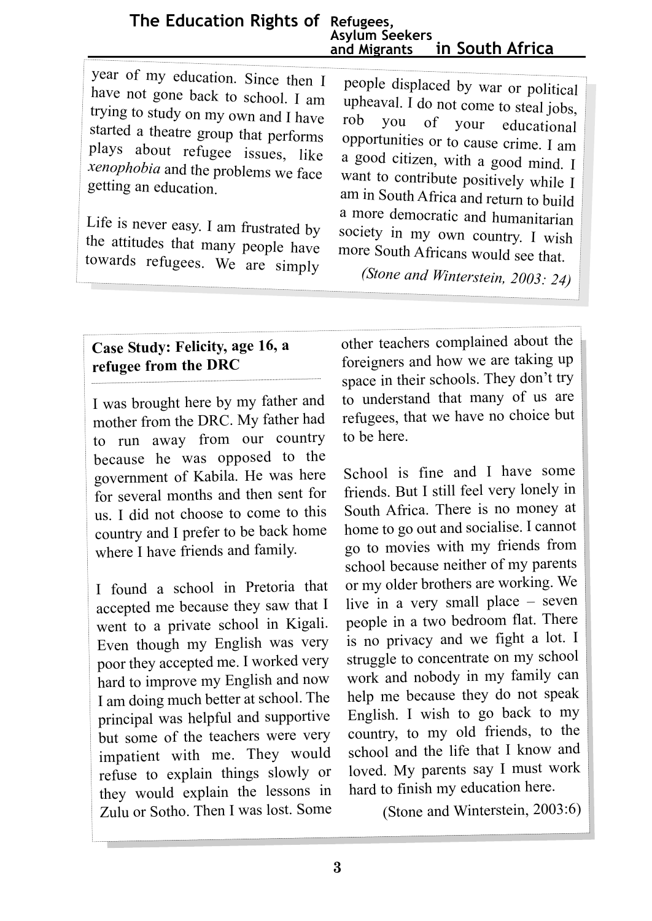year of my education. Since then I have not gone back to school. I am trying to study on my own and I have started a theatre group that performs plays about refugee issues, like *xenophobia* and the problems we face getting an education.

Life is never easy. I am frustrated by the attitudes that many people have towards refugees. We are simply people displaced by war or political upheaval. I do not come to steal jobs, rob you of your educational opportunities or to cause crime. I am a good citizen, with a good mind. I want to contribute positively while I am in South Africa and return to build a more democratic and humanitarian society in my own country. I wish more South Africans would see that.

*(Stone and Winterstein, 2003: 24)*

**Case Study: Felicity, age 16, a refugee from the DRC**

I was brought here by my father and mother from the DRC. My father had to run away from our country because he was opposed to the government of Kabila. He was here for several months and then sent for us. I did not choose to come to this country and I prefer to be back home where I have friends and family.

I found a school in Pretoria that accepted me because they saw that I went to a private school in Kigali. Even though my English was very poor they accepted me. I worked very hard to improve my English and now I am doing much better at school. The principal was helpful and supportive but some of the teachers were very impatient with me. They would refuse to explain things slowly or they would explain the lessons in Zulu or Sotho. Then I was lost. Some other teachers complained about the foreigners and how we are taking up space in their schools. They don't try to understand that many of us are refugees, that we have no choice but to be here.

School is fine and I have some friends. But I still feel very lonely in South Africa. There is no money at home to go out and socialise. I cannot go to movies with my friends from school because neither of my parents or my older brothers are working. We live in a very small place – seven people in a two bedroom flat. There is no privacy and we fight a lot. I struggle to concentrate on my school work and nobody in my family can help me because they do not speak English. I wish to go back to my country, to my old friends, to the school and the life that I know and loved. My parents say I must work hard to finish my education here.

(Stone and Winterstein, 2003:6)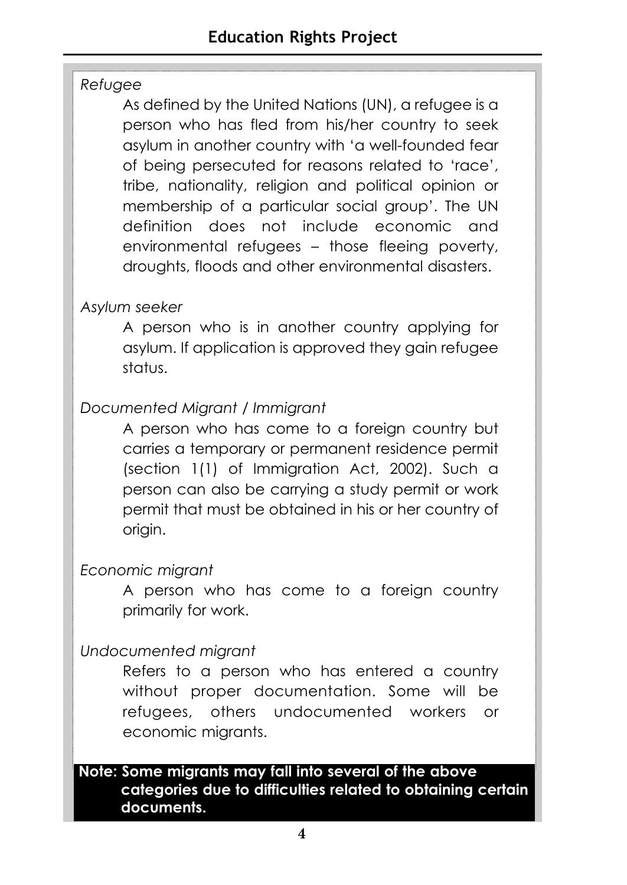*Refugee*

As defined by the United Nations (UN), a refugee is a person who has fled from his/her country to seek asylum in another country with 'a well-founded fear of being persecuted for reasons related to 'race', tribe, nationality, religion and political opinion or membership of a particular social group'. The UN definition does not include economic and environmental refugees – those fleeing poverty, droughts, floods and other environmental disasters.

*Asylum seeker*

A person who is in another country applying for asylum. If application is approved they gain refugee status.

*Documented Migrant / Immigrant*

A person who has come to a foreign country but carries a temporary or permanent residence permit (section 1(1) of Immigration Act, 2002). Such a person can also be carrying a study permit or work permit that must be obtained in his or her country of origin.

*Economic migrant*

A person who has come to a foreign country primarily for work.

*Undocumented migrant*

Refers to a person who has entered a country without proper documentation. Some will be refugees, others undocumented workers or economic migrants.

**Note: Some migrants may fall into several of the above categories due to difficulties related to obtaining certain documents.**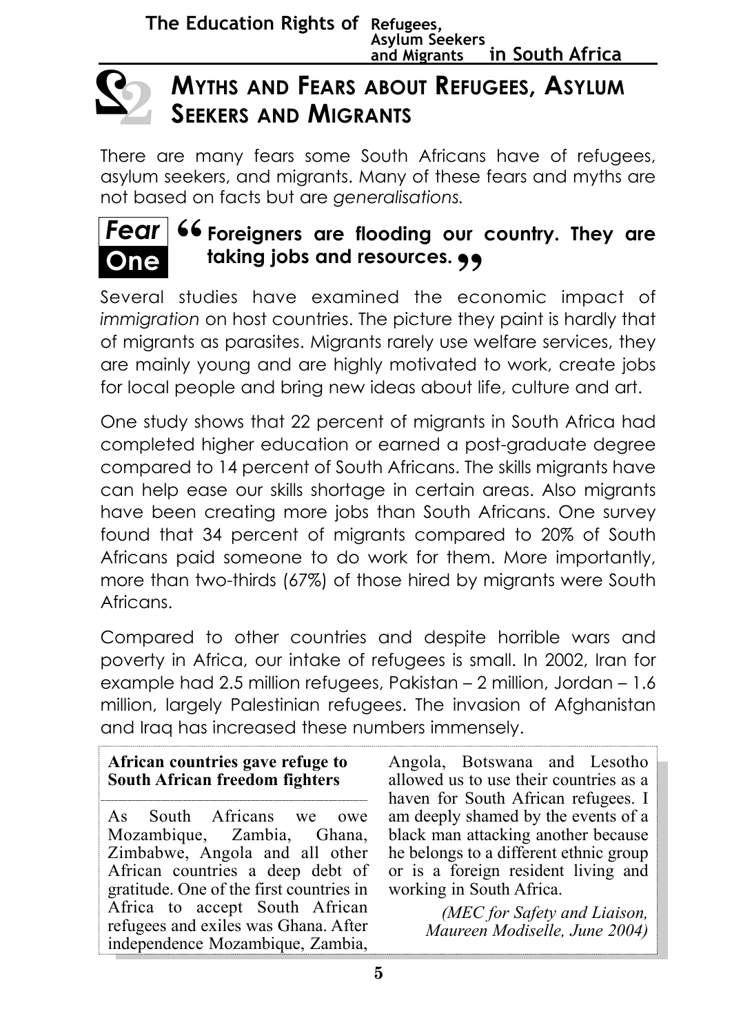## 2 MYTHS AND FEARS ABOUT REFUGEES, ASYLUM SEEKERS AND MIGRANTS

There are many fears some South Africans have of refugees, asylum seekers, and migrants. Many of these fears and myths are not based on facts but are *generalisations.*

### Fear One

**"Foreigners are flooding our country. They are taking jobs and resources."**

Several studies have examined the economic impact of *immigration* on host countries. The picture they paint is hardly that of migrants as parasites. Migrants rarely use welfare services, they are mainly young and are highly motivated to work, create jobs for local people and bring new ideas about life, culture and art.

One study shows that 22 percent of migrants in South Africa had completed higher education or earned a post-graduate degree compared to 14 percent of South Africans. The skills migrants have can help ease our skills shortage in certain areas. Also migrants have been creating more jobs than South Africans. One survey found that 34 percent of migrants compared to 20% of South Africans paid someone to do work for them. More importantly, more than two-thirds (67%) of those hired by migrants were South Africans.

Compared to other countries and despite horrible wars and poverty in Africa, our intake of refugees is small. In 2002, Iran for example had 2.5 million refugees, Pakistan – 2 million, Jordan – 1.6 million, largely Palestinian refugees. The invasion of Afghanistan and Iraq has increased these numbers immensely.

**African countries gave refuge to South African freedom fighters**

As South Africans we owe Mozambique, Zambia, Ghana, Zimbabwe, Angola and all other African countries a deep debt of gratitude. One of the first countries in Africa to accept South African refugees and exiles was Ghana. After independence Mozambique, Zambia, Angola, Botswana and Lesotho allowed us to use their countries as a haven for South African refugees. I am deeply shamed by the events of a black man attacking another because he belongs to a different ethnic group or is a foreign resident living and working in South Africa.

*(MEC for Safety and Liaison, Maureen Modiselle, June 2004)*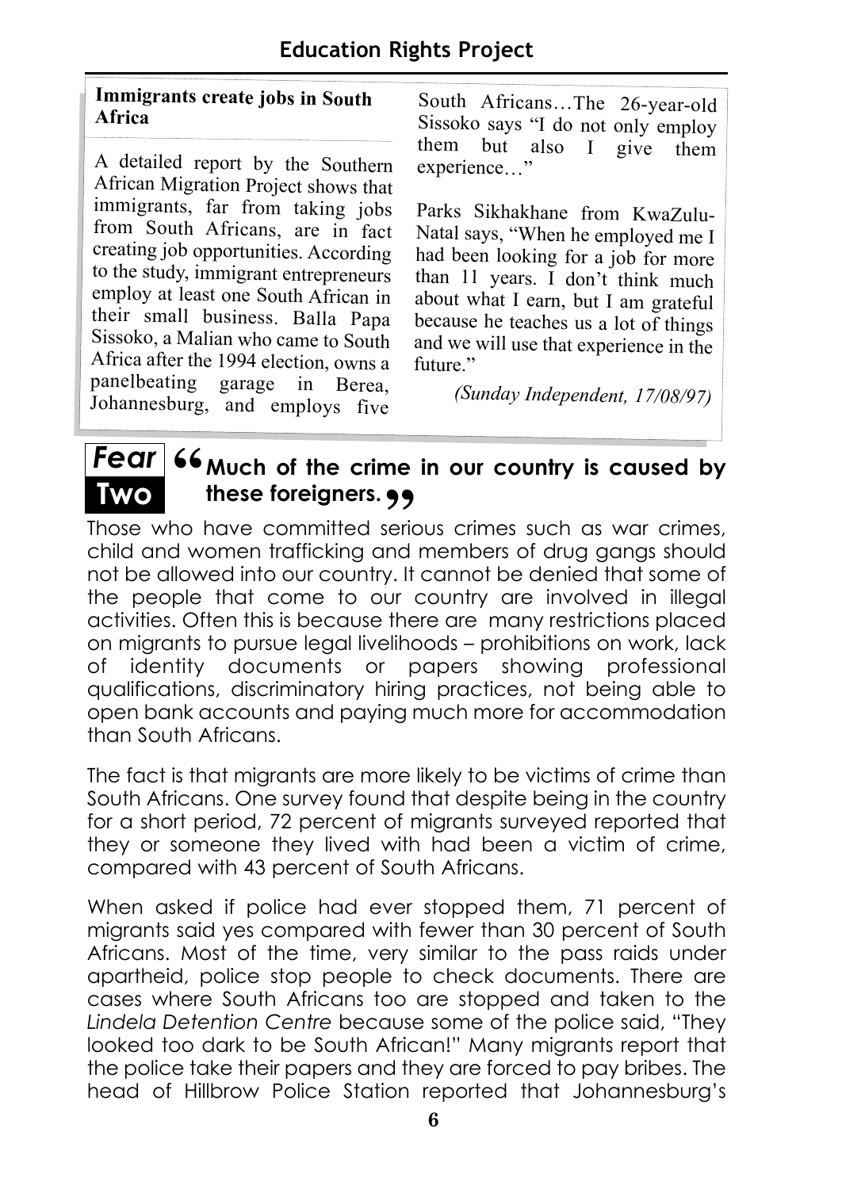**Immigrants create jobs in South Africa**

A detailed report by the Southern African Migration Project shows that immigrants, far from taking jobs from South Africans, are in fact creating job opportunities. According to the study, immigrant entrepreneurs employ at least one South African in their small business. Balla Papa Sissoko, a Malian who came to South Africa after the 1994 election, owns a panelbeating garage in Berea, Johannesburg, and employs five South Africans…The 26-year-old Sissoko says "I do not only employ them but also I give them experience…"

Parks Sikhakhane from KwaZulu-Natal says, "When he employed me I had been looking for a job for more than 11 years. I don't think much about what I earn, but I am grateful because he teaches us a lot of things and we will use that experience in the future."

*(Sunday Independent, 17/08/97)*

## *Fear* Two — "Much of the crime in our country is caused by these foreigners."

Those who have committed serious crimes such as war crimes, child and women trafficking and members of drug gangs should not be allowed into our country. It cannot be denied that some of the people that come to our country are involved in illegal activities. Often this is because there are many restrictions placed on migrants to pursue legal livelihoods – prohibitions on work, lack of identity documents or papers showing professional qualifications, discriminatory hiring practices, not being able to open bank accounts and paying much more for accommodation than South Africans.

The fact is that migrants are more likely to be victims of crime than South Africans. One survey found that despite being in the country for a short period, 72 percent of migrants surveyed reported that they or someone they lived with had been a victim of crime, compared with 43 percent of South Africans.

When asked if police had ever stopped them, 71 percent of migrants said yes compared with fewer than 30 percent of South Africans. Most of the time, very similar to the pass raids under apartheid, police stop people to check documents. There are cases where South Africans too are stopped and taken to the *Lindela Detention Centre* because some of the police said, "They looked too dark to be South African!" Many migrants report that the police take their papers and they are forced to pay bribes. The head of Hillbrow Police Station reported that Johannesburg's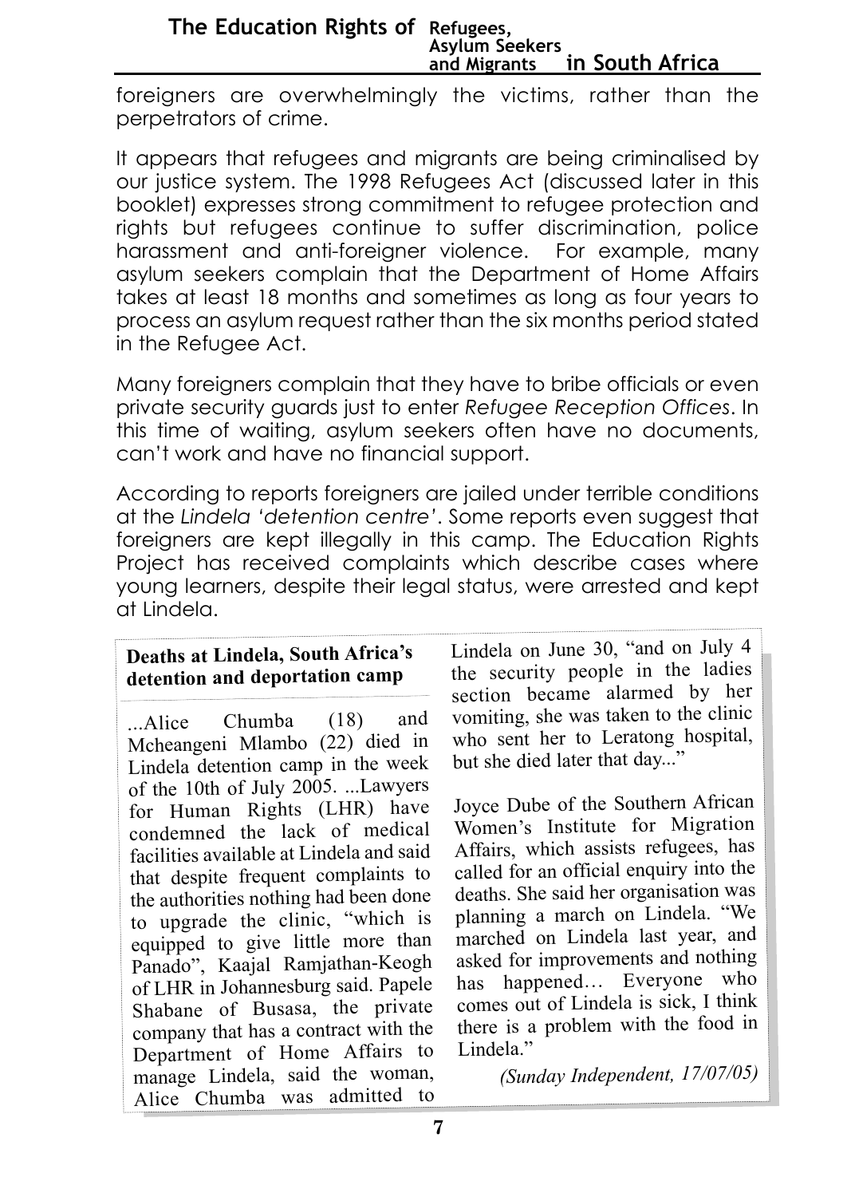foreigners are overwhelmingly the victims, rather than the perpetrators of crime.

It appears that refugees and migrants are being criminalised by our justice system. The 1998 Refugees Act (discussed later in this booklet) expresses strong commitment to refugee protection and rights but refugees continue to suffer discrimination, police harassment and anti-foreigner violence. For example, many asylum seekers complain that the Department of Home Affairs takes at least 18 months and sometimes as long as four years to process an asylum request rather than the six months period stated in the Refugee Act.

Many foreigners complain that they have to bribe officials or even private security guards just to enter *Refugee Reception Offices*. In this time of waiting, asylum seekers often have no documents, can't work and have no financial support.

According to reports foreigners are jailed under terrible conditions at the *Lindela 'detention centre'*. Some reports even suggest that foreigners are kept illegally in this camp. The Education Rights Project has received complaints which describe cases where young learners, despite their legal status, were arrested and kept at Lindela.

**Deaths at Lindela, South Africa's detention and deportation camp**

...Alice Chumba (18) and Mcheangeni Mlambo (22) died in Lindela detention camp in the week of the 10th of July 2005. ...Lawyers for Human Rights (LHR) have condemned the lack of medical facilities available at Lindela and said that despite frequent complaints to the authorities nothing had been done to upgrade the clinic, "which is equipped to give little more than Panado", Kaajal Ramjathan-Keogh of LHR in Johannesburg said. Papele Shabane of Busasa, the private company that has a contract with the Department of Home Affairs to manage Lindela, said the woman, Alice Chumba was admitted to Lindela on June 30, "and on July 4 the security people in the ladies section became alarmed by her vomiting, she was taken to the clinic who sent her to Leratong hospital, but she died later that day..."

Joyce Dube of the Southern African Women's Institute for Migration Affairs, which assists refugees, has called for an official enquiry into the deaths. She said her organisation was planning a march on Lindela. "We marched on Lindela last year, and asked for improvements and nothing has happened… Everyone who comes out of Lindela is sick, I think there is a problem with the food in Lindela."

*(Sunday Independent, 17/07/05)*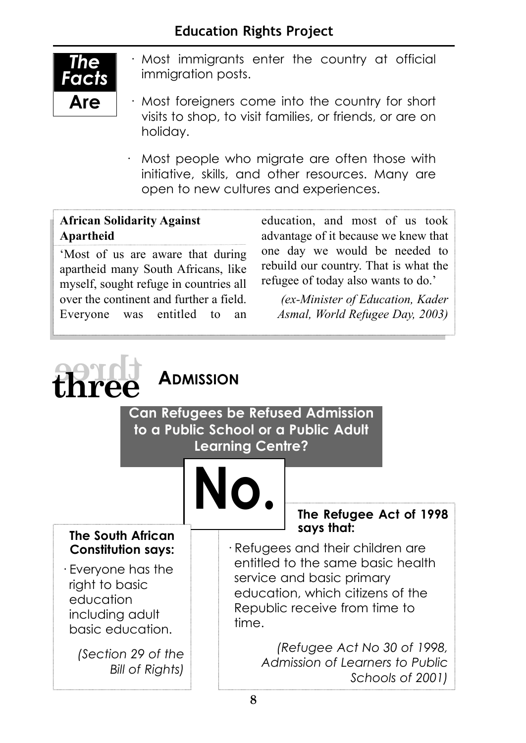**The Facts Are**

- Most immigrants enter the country at official immigration posts.
- Most foreigners come into the country for short visits to shop, to visit families, or friends, or are on holiday.
- Most people who migrate are often those with initiative, skills, and other resources. Many are open to new cultures and experiences.

**African Solidarity Against Apartheid**

'Most of us are aware that during apartheid many South Africans, like myself, sought refuge in countries all over the continent and further a field. Everyone was entitled to an education, and most of us took advantage of it because we knew that one day we would be needed to rebuild our country. That is what the refugee of today also wants to do.'

*(ex-Minister of Education, Kader Asmal, World Refugee Day, 2003)*

# three ADMISSION

## Can Refugees be Refused Admission to a Public School or a Public Adult Learning Centre?

# No.

**The South African Constitution says:**

- Everyone has the right to basic education including adult basic education.

*(Section 29 of the Bill of Rights)*

**The Refugee Act of 1998 says that:**

- Refugees and their children are entitled to the same basic health service and basic primary education, which citizens of the Republic receive from time to time.

*(Refugee Act No 30 of 1998, Admission of Learners to Public Schools of 2001)*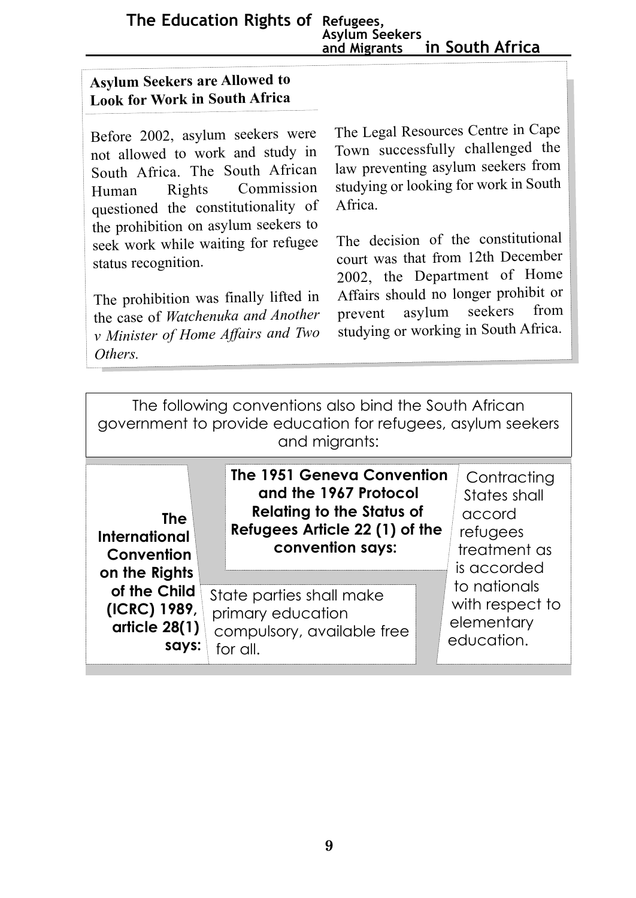## Asylum Seekers are Allowed to Look for Work in South Africa

Before 2002, asylum seekers were not allowed to work and study in South Africa. The South African Human Rights Commission questioned the constitutionality of the prohibition on asylum seekers to seek work while waiting for refugee status recognition.

The prohibition was finally lifted in the case of *Watchenuka and Another v Minister of Home Affairs and Two Others.*

The Legal Resources Centre in Cape Town successfully challenged the law preventing asylum seekers from studying or looking for work in South Africa.

The decision of the constitutional court was that from 12th December 2002, the Department of Home Affairs should no longer prohibit or prevent asylum seekers from studying or working in South Africa.

The following conventions also bind the South African government to provide education for refugees, asylum seekers and migrants:

**The International Convention on the Rights of the Child (ICRC) 1989, article 28(1) says:**

State parties shall make primary education compulsory, available free for all.

**The 1951 Geneva Convention and the 1967 Protocol Relating to the Status of Refugees Article 22 (1) of the convention says:**

Contracting States shall accord refugees treatment as is accorded to nationals with respect to elementary education.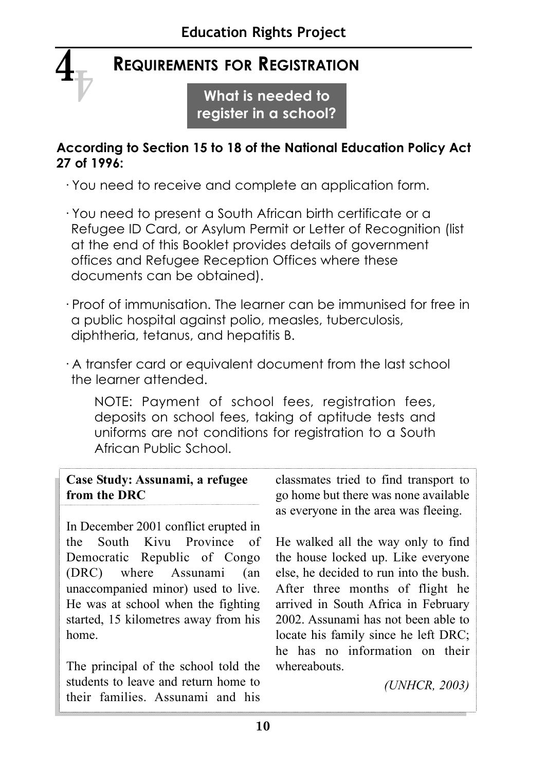# 4 Requirements for Registration

**What is needed to register in a school?**

**According to Section 15 to 18 of the National Education Policy Act 27 of 1996:**

- You need to receive and complete an application form.
- You need to present a South African birth certificate or a Refugee ID Card, or Asylum Permit or Letter of Recognition (list at the end of this Booklet provides details of government offices and Refugee Reception Offices where these documents can be obtained).
- Proof of immunisation. The learner can be immunised for free in a public hospital against polio, measles, tuberculosis, diphtheria, tetanus, and hepatitis B.
- A transfer card or equivalent document from the last school the learner attended.

NOTE: Payment of school fees, registration fees, deposits on school fees, taking of aptitude tests and uniforms are not conditions for registration to a South African Public School.

**Case Study: Assunami, a refugee from the DRC**

In December 2001 conflict erupted in the South Kivu Province of Democratic Republic of Congo (DRC) where Assunami (an unaccompanied minor) used to live. He was at school when the fighting started, 15 kilometres away from his home.

The principal of the school told the students to leave and return home to their families. Assunami and his classmates tried to find transport to go home but there was none available as everyone in the area was fleeing.

He walked all the way only to find the house locked up. Like everyone else, he decided to run into the bush. After three months of flight he arrived in South Africa in February 2002. Assunami has not been able to locate his family since he left DRC; he has no information on their whereabouts.

*(UNHCR, 2003)*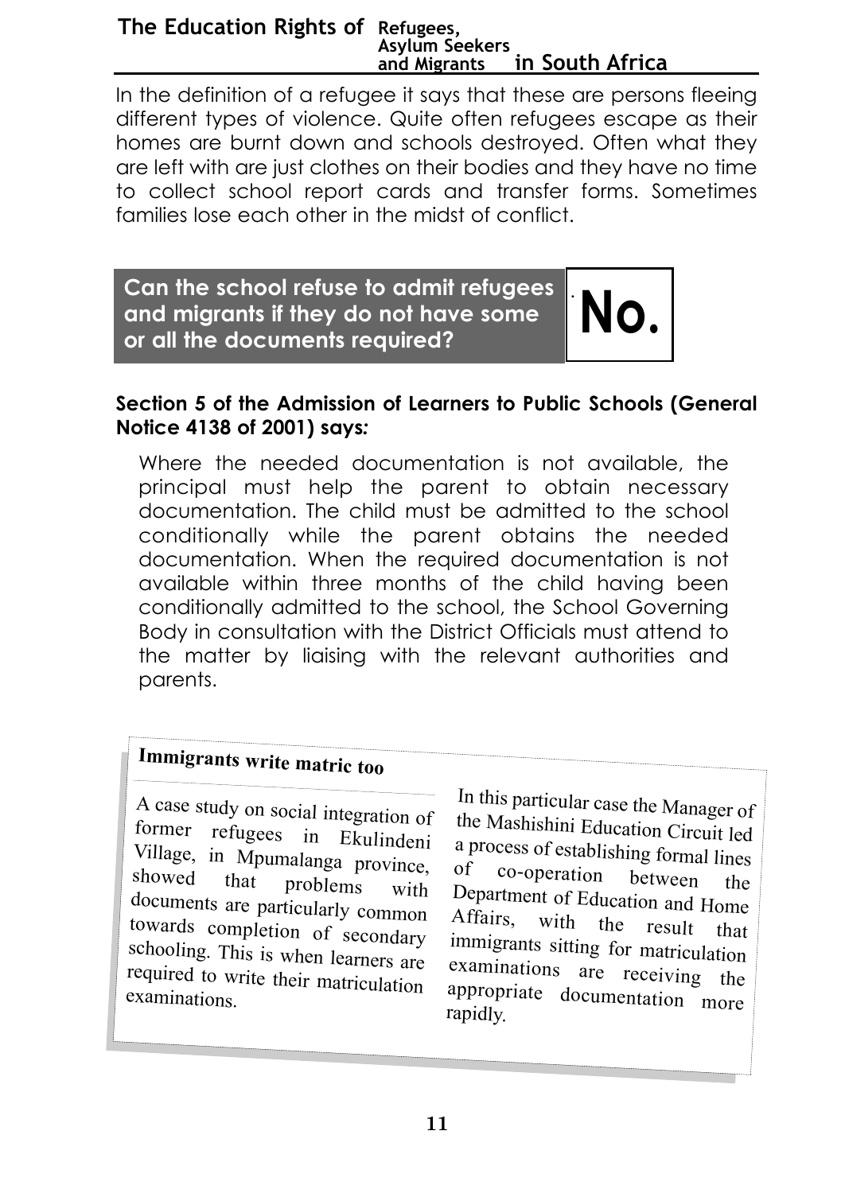In the definition of a refugee it says that these are persons fleeing different types of violence. Quite often refugees escape as their homes are burnt down and schools destroyed. Often what they are left with are just clothes on their bodies and they have no time to collect school report cards and transfer forms. Sometimes families lose each other in the midst of conflict.

## Can the school refuse to admit refugees and migrants if they do not have some or all the documents required?

**No.**

**Section 5 of the Admission of Learners to Public Schools (General Notice 4138 of 2001) says:**

> Where the needed documentation is not available, the principal must help the parent to obtain necessary documentation. The child must be admitted to the school conditionally while the parent obtains the needed documentation. When the required documentation is not available within three months of the child having been conditionally admitted to the school, the School Governing Body in consultation with the District Officials must attend to the matter by liaising with the relevant authorities and parents.

### Immigrants write matric too

A case study on social integration of former refugees in Ekulindeni Village, in Mpumalanga province, showed that problems with documents are particularly common towards completion of secondary schooling. This is when learners are required to write their matriculation examinations.

In this particular case the Manager of the Mashishini Education Circuit led a process of establishing formal lines of co-operation between the Department of Education and Home Affairs, with the result that immigrants sitting for matriculation examinations are receiving the appropriate documentation more rapidly.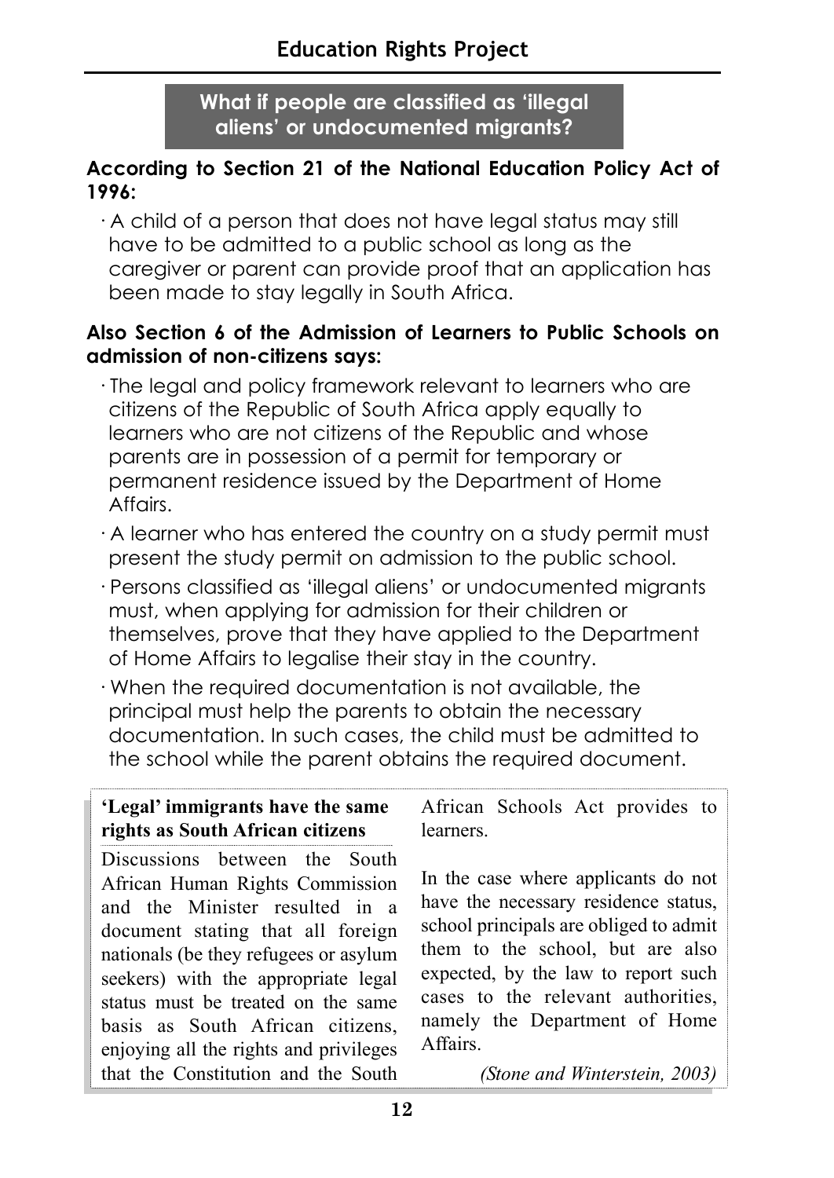## What if people are classified as 'illegal aliens' or undocumented migrants?

**According to Section 21 of the National Education Policy Act of 1996:**

- A child of a person that does not have legal status may still have to be admitted to a public school as long as the caregiver or parent can provide proof that an application has been made to stay legally in South Africa.

**Also Section 6 of the Admission of Learners to Public Schools on admission of non-citizens says:**

- The legal and policy framework relevant to learners who are citizens of the Republic of South Africa apply equally to learners who are not citizens of the Republic and whose parents are in possession of a permit for temporary or permanent residence issued by the Department of Home Affairs.
- A learner who has entered the country on a study permit must present the study permit on admission to the public school.
- Persons classified as 'illegal aliens' or undocumented migrants must, when applying for admission for their children or themselves, prove that they have applied to the Department of Home Affairs to legalise their stay in the country.
- When the required documentation is not available, the principal must help the parents to obtain the necessary documentation. In such cases, the child must be admitted to the school while the parent obtains the required document.

**'Legal' immigrants have the same rights as South African citizens**

Discussions between the South African Human Rights Commission and the Minister resulted in a document stating that all foreign nationals (be they refugees or asylum seekers) with the appropriate legal status must be treated on the same basis as South African citizens, enjoying all the rights and privileges that the Constitution and the South African Schools Act provides to learners.

In the case where applicants do not have the necessary residence status, school principals are obliged to admit them to the school, but are also expected, by the law to report such cases to the relevant authorities, namely the Department of Home Affairs.

*(Stone and Winterstein, 2003)*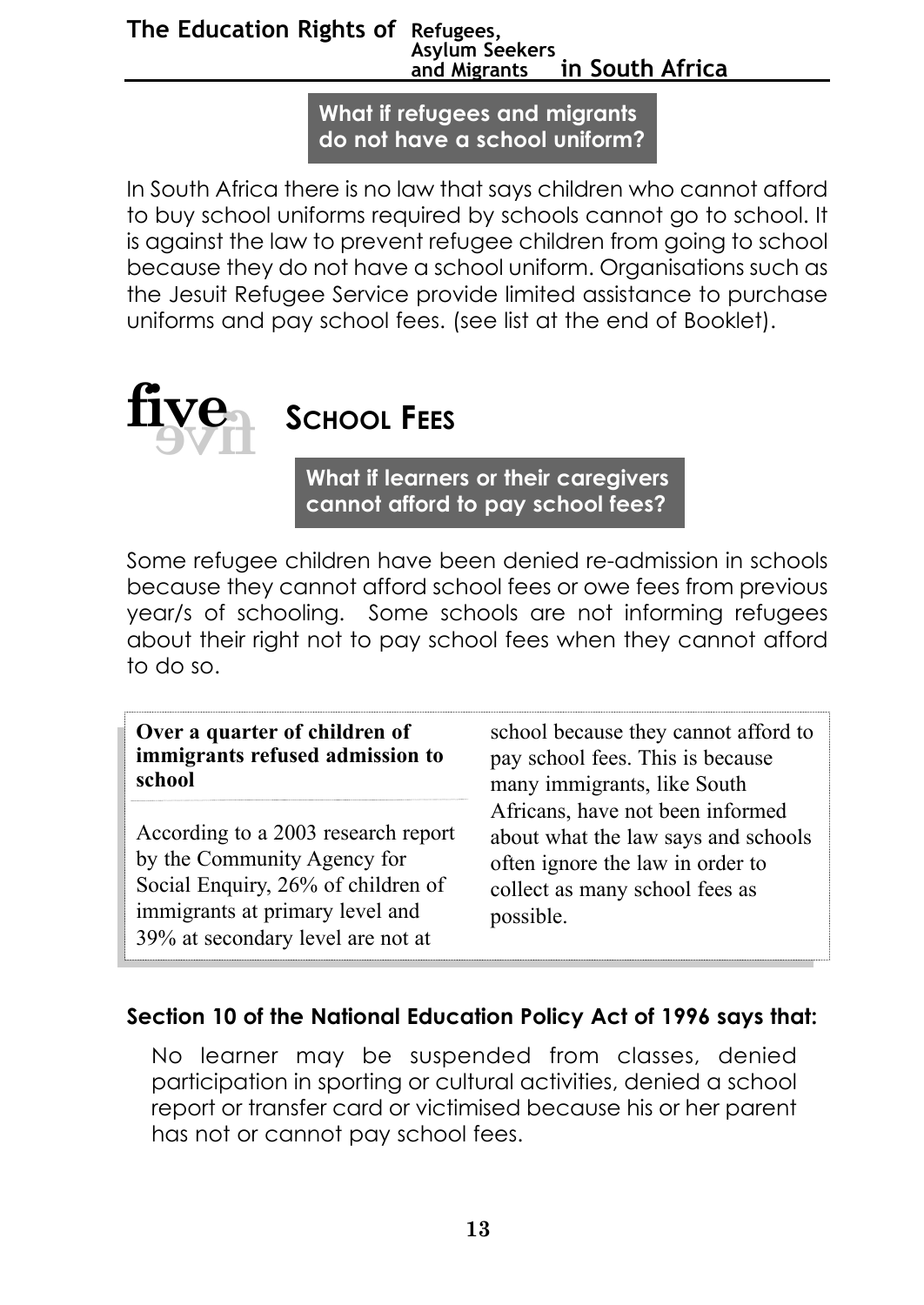### What if refugees and migrants do not have a school uniform?

In South Africa there is no law that says children who cannot afford to buy school uniforms required by schools cannot go to school. It is against the law to prevent refugee children from going to school because they do not have a school uniform. Organisations such as the Jesuit Refugee Service provide limited assistance to purchase uniforms and pay school fees. (see list at the end of Booklet).

## five SCHOOL FEES

### What if learners or their caregivers cannot afford to pay school fees?

Some refugee children have been denied re-admission in schools because they cannot afford school fees or owe fees from previous year/s of schooling. Some schools are not informing refugees about their right not to pay school fees when they cannot afford to do so.

> **Over a quarter of children of immigrants refused admission to school**
>
> According to a 2003 research report by the Community Agency for Social Enquiry, 26% of children of immigrants at primary level and 39% at secondary level are not at school because they cannot afford to pay school fees. This is because many immigrants, like South Africans, have not been informed about what the law says and schools often ignore the law in order to collect as many school fees as possible.

**Section 10 of the National Education Policy Act of 1996 says that:**

> No learner may be suspended from classes, denied participation in sporting or cultural activities, denied a school report or transfer card or victimised because his or her parent has not or cannot pay school fees.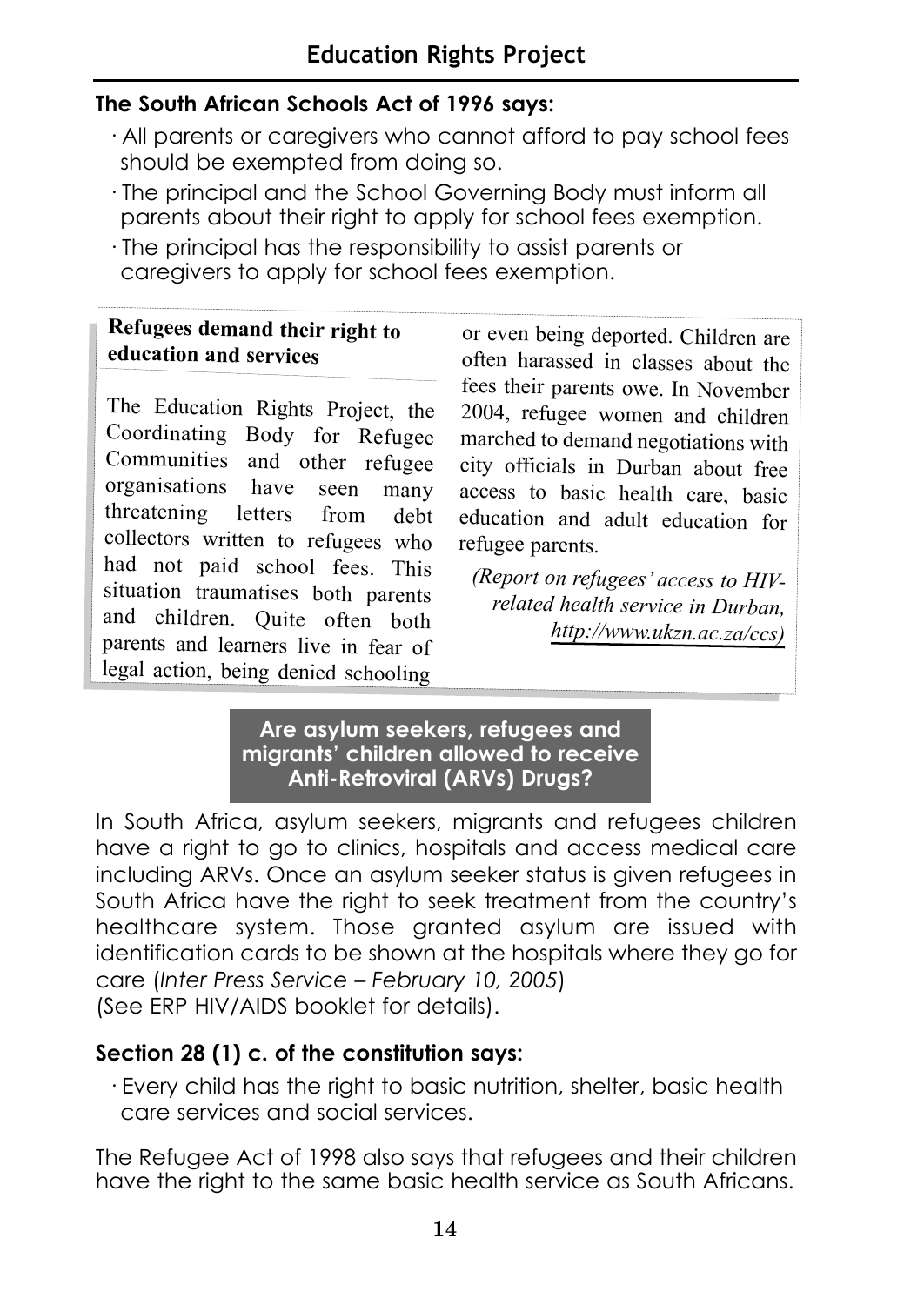## The South African Schools Act of 1996 says:

- All parents or caregivers who cannot afford to pay school fees should be exempted from doing so.
- The principal and the School Governing Body must inform all parents about their right to apply for school fees exemption.
- The principal has the responsibility to assist parents or caregivers to apply for school fees exemption.

### Refugees demand their right to education and services

The Education Rights Project, the Coordinating Body for Refugee Communities and other refugee organisations have seen many threatening letters from debt collectors written to refugees who had not paid school fees. This situation traumatises both parents and children. Quite often both parents and learners live in fear of legal action, being denied schooling or even being deported. Children are often harassed in classes about the fees their parents owe. In November 2004, refugee women and children marched to demand negotiations with city officials in Durban about free access to basic health care, basic education and adult education for refugee parents.

*(Report on refugees' access to HIV-related health service in Durban, http://www.ukzn.ac.za/ccs)*

### Are asylum seekers, refugees and migrants' children allowed to receive Anti-Retroviral (ARVs) Drugs?

In South Africa, asylum seekers, migrants and refugees children have a right to go to clinics, hospitals and access medical care including ARVs. Once an asylum seeker status is given refugees in South Africa have the right to seek treatment from the country's healthcare system. Those granted asylum are issued with identification cards to be shown at the hospitals where they go for care (*Inter Press Service – February 10, 2005*)
(See ERP HIV/AIDS booklet for details).

## Section 28 (1) c. of the constitution says:

- Every child has the right to basic nutrition, shelter, basic health care services and social services.

The Refugee Act of 1998 also says that refugees and their children have the right to the same basic health service as South Africans.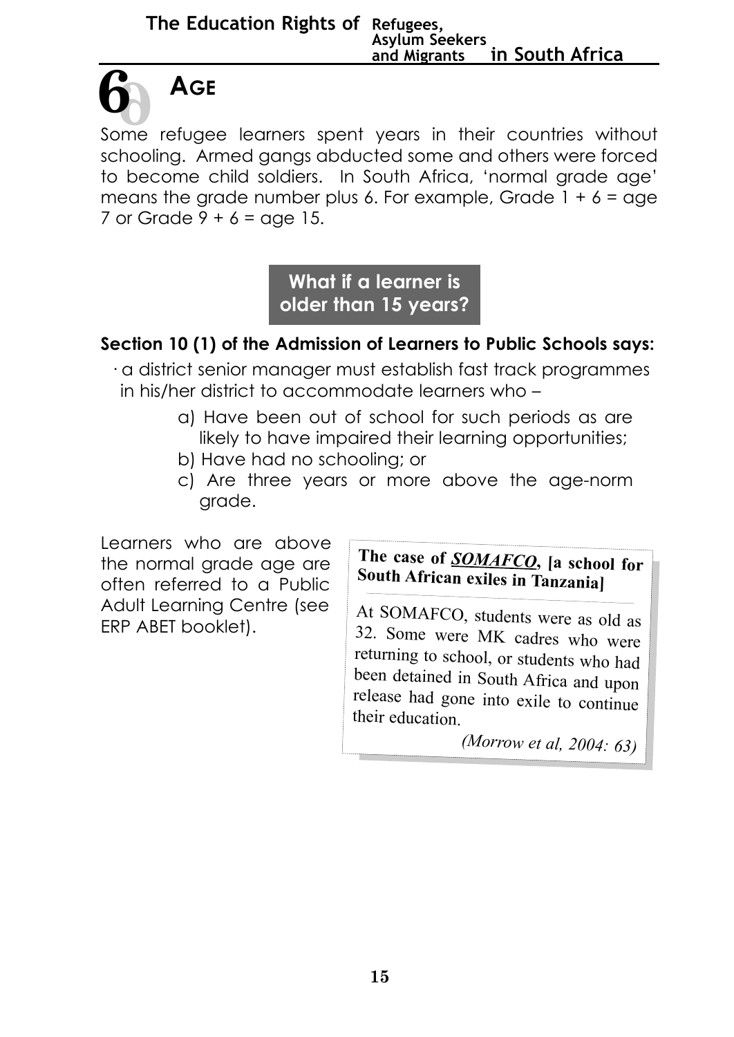# 6 AGE

Some refugee learners spent years in their countries without schooling. Armed gangs abducted some and others were forced to become child soldiers. In South Africa, 'normal grade age' means the grade number plus 6. For example, Grade 1 + 6 = age 7 or Grade 9 + 6 = age 15.

**What if a learner is older than 15 years?**

**Section 10 (1) of the Admission of Learners to Public Schools says:**

· a district senior manager must establish fast track programmes in his/her district to accommodate learners who –

a) Have been out of school for such periods as are likely to have impaired their learning opportunities;
b) Have had no schooling; or
c) Are three years or more above the age-norm grade.

Learners who are above the normal grade age are often referred to a Public Adult Learning Centre (see ERP ABET booklet).

> **The case of _SOMAFCO_, [a school for South African exiles in Tanzania]**
>
> At SOMAFCO, students were as old as 32. Some were MK cadres who were returning to school, or students who had been detained in South Africa and upon release had gone into exile to continue their education.
>
> *(Morrow et al, 2004: 63)*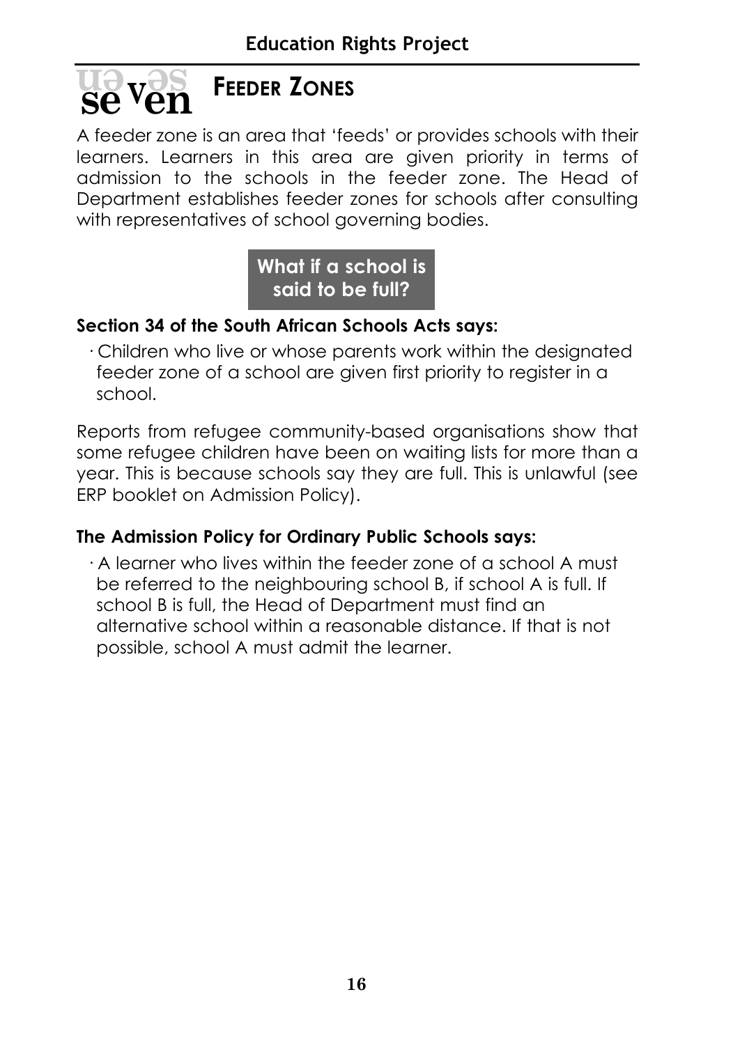# seven FEEDER ZONES

A feeder zone is an area that 'feeds' or provides schools with their learners. Learners in this area are given priority in terms of admission to the schools in the feeder zone. The Head of Department establishes feeder zones for schools after consulting with representatives of school governing bodies.

**What if a school is said to be full?**

**Section 34 of the South African Schools Acts says:**

- Children who live or whose parents work within the designated feeder zone of a school are given first priority to register in a school.

Reports from refugee community-based organisations show that some refugee children have been on waiting lists for more than a year. This is because schools say they are full. This is unlawful (see ERP booklet on Admission Policy).

**The Admission Policy for Ordinary Public Schools says:**

- A learner who lives within the feeder zone of a school A must be referred to the neighbouring school B, if school A is full. If school B is full, the Head of Department must find an alternative school within a reasonable distance. If that is not possible, school A must admit the learner.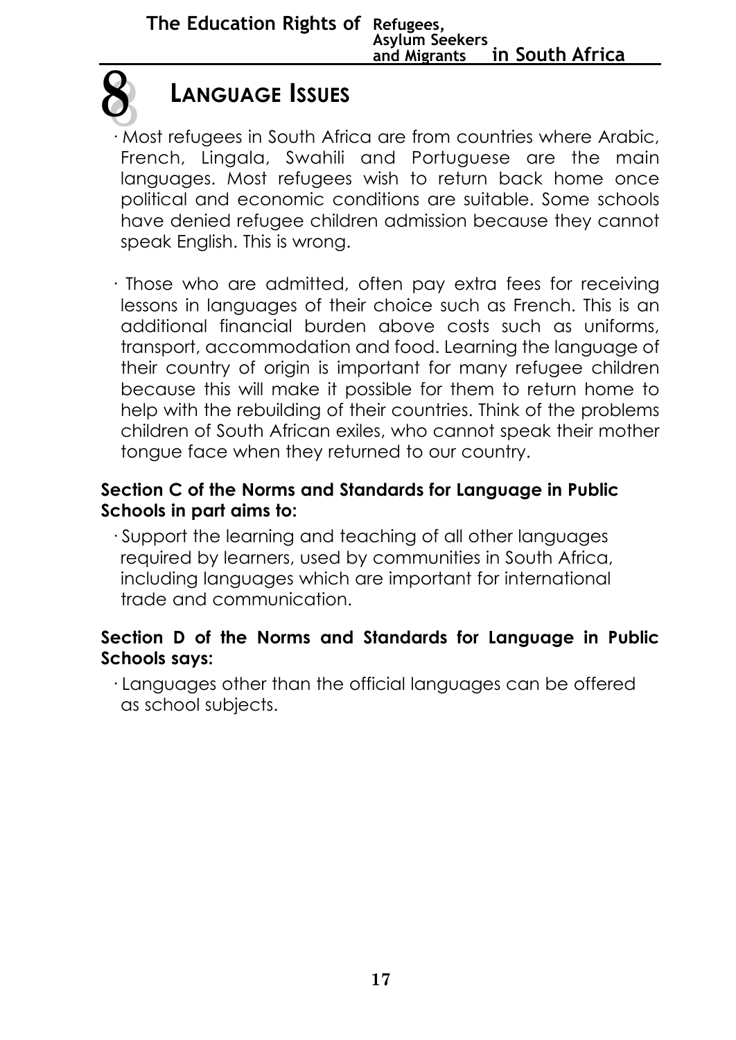# 8 LANGUAGE ISSUES

- Most refugees in South Africa are from countries where Arabic, French, Lingala, Swahili and Portuguese are the main languages. Most refugees wish to return back home once political and economic conditions are suitable. Some schools have denied refugee children admission because they cannot speak English. This is wrong.

- Those who are admitted, often pay extra fees for receiving lessons in languages of their choice such as French. This is an additional financial burden above costs such as uniforms, transport, accommodation and food. Learning the language of their country of origin is important for many refugee children because this will make it possible for them to return home to help with the rebuilding of their countries. Think of the problems children of South African exiles, who cannot speak their mother tongue face when they returned to our country.

**Section C of the Norms and Standards for Language in Public Schools in part aims to:**

- Support the learning and teaching of all other languages required by learners, used by communities in South Africa, including languages which are important for international trade and communication.

**Section D of the Norms and Standards for Language in Public Schools says:**

- Languages other than the official languages can be offered as school subjects.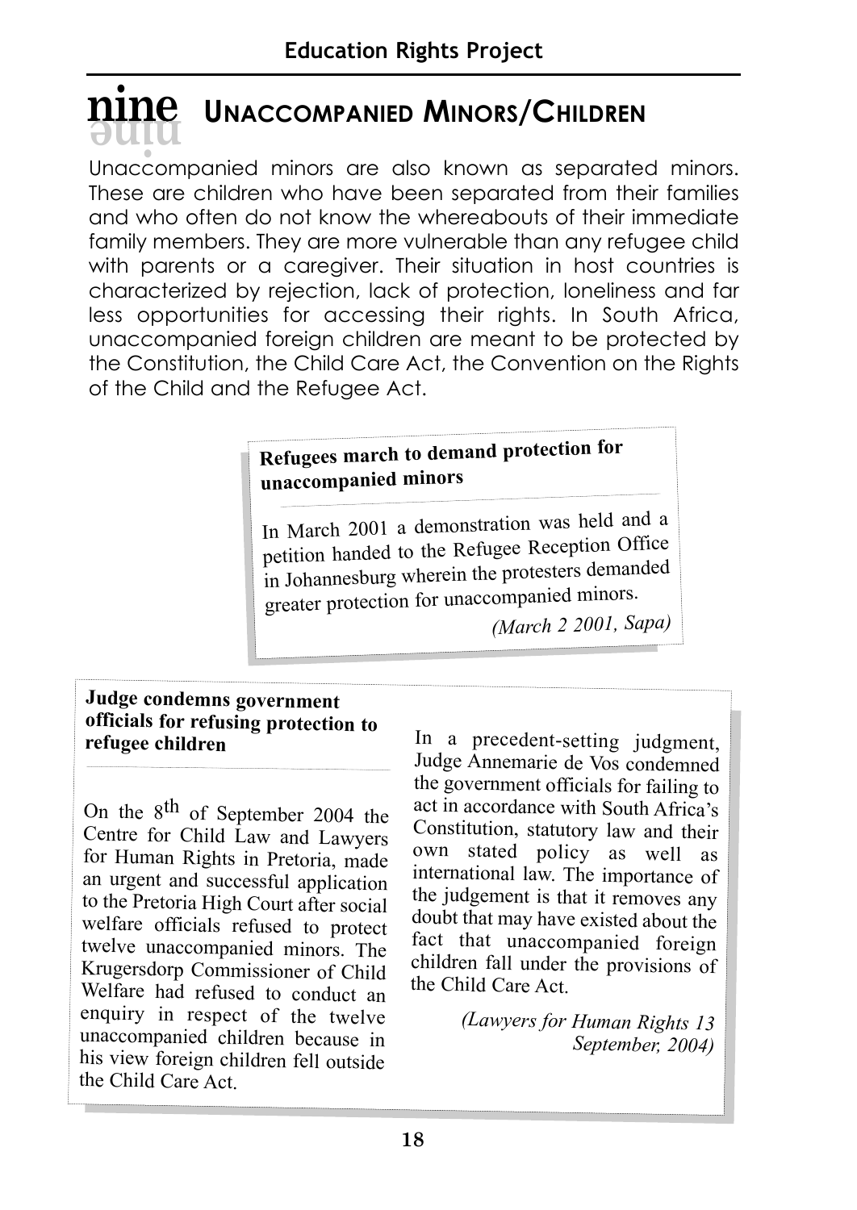# nine UNACCOMPANIED MINORS/CHILDREN

Unaccompanied minors are also known as separated minors. These are children who have been separated from their families and who often do not know the whereabouts of their immediate family members. They are more vulnerable than any refugee child with parents or a caregiver. Their situation in host countries is characterized by rejection, lack of protection, loneliness and far less opportunities for accessing their rights. In South Africa, unaccompanied foreign children are meant to be protected by the Constitution, the Child Care Act, the Convention on the Rights of the Child and the Refugee Act.

> **Refugees march to demand protection for unaccompanied minors**
>
> In March 2001 a demonstration was held and a petition handed to the Refugee Reception Office in Johannesburg wherein the protesters demanded greater protection for unaccompanied minors.
>
> *(March 2 2001, Sapa)*

> **Judge condemns government officials for refusing protection to refugee children**
>
> On the 8th of September 2004 the Centre for Child Law and Lawyers for Human Rights in Pretoria, made an urgent and successful application to the Pretoria High Court after social welfare officials refused to protect twelve unaccompanied minors. The Krugersdorp Commissioner of Child Welfare had refused to conduct an enquiry in respect of the twelve unaccompanied children because in his view foreign children fell outside the Child Care Act.
>
> In a precedent-setting judgment, Judge Annemarie de Vos condemned the government officials for failing to act in accordance with South Africa's Constitution, statutory law and their own stated policy as well as international law. The importance of the judgement is that it removes any doubt that may have existed about the fact that unaccompanied foreign children fall under the provisions of the Child Care Act.
>
> *(Lawyers for Human Rights 13 September, 2004)*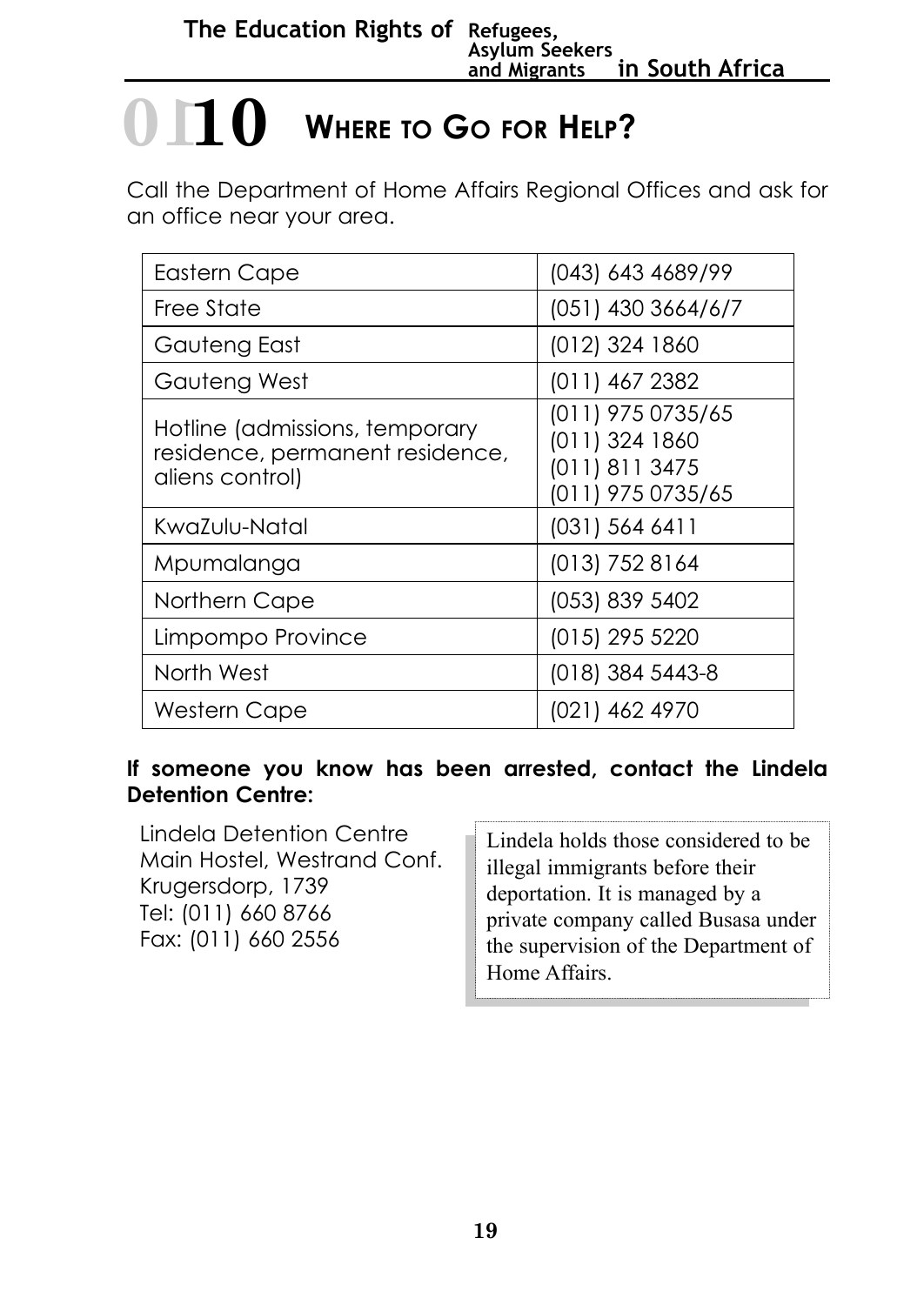# 10 WHERE TO GO FOR HELP?

Call the Department of Home Affairs Regional Offices and ask for an office near your area.

| Region | Telephone |
|---|---|
| Eastern Cape | (043) 643 4689/99 |
| Free State | (051) 430 3664/6/7 |
| Gauteng East | (012) 324 1860 |
| Gauteng West | (011) 467 2382 |
| Hotline (admissions, temporary residence, permanent residence, aliens control) | (011) 975 0735/65<br>(011) 324 1860<br>(011) 811 3475<br>(011) 975 0735/65 |
| KwaZulu-Natal | (031) 564 6411 |
| Mpumalanga | (013) 752 8164 |
| Northern Cape | (053) 839 5402 |
| Limpompo Province | (015) 295 5220 |
| North West | (018) 384 5443-8 |
| Western Cape | (021) 462 4970 |

**If someone you know has been arrested, contact the Lindela Detention Centre:**

Lindela Detention Centre
Main Hostel, Westrand Conf.
Krugersdorp, 1739
Tel: (011) 660 8766
Fax: (011) 660 2556

> Lindela holds those considered to be illegal immigrants before their deportation. It is managed by a private company called Busasa under the supervision of the Department of Home Affairs.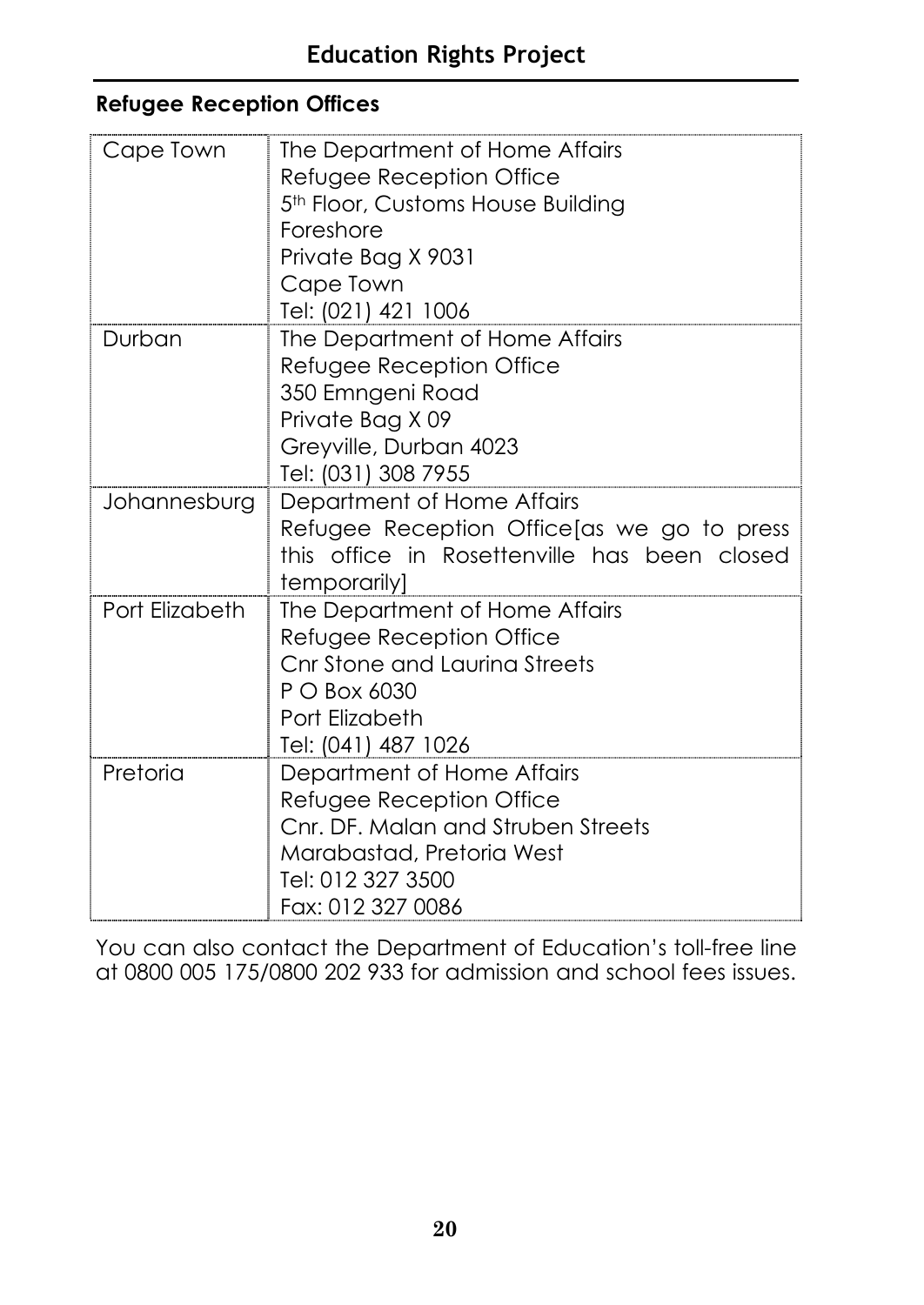## Refugee Reception Offices

| | |
|---|---|
| Cape Town | The Department of Home Affairs<br>Refugee Reception Office<br>5th Floor, Customs House Building<br>Foreshore<br>Private Bag X 9031<br>Cape Town<br>Tel: (021) 421 1006 |
| Durban | The Department of Home Affairs<br>Refugee Reception Office<br>350 Emngeni Road<br>Private Bag X 09<br>Greyville, Durban 4023<br>Tel: (031) 308 7955 |
| Johannesburg | Department of Home Affairs<br>Refugee Reception Office[as we go to press this office in Rosettenville has been closed temporarily] |
| Port Elizabeth | The Department of Home Affairs<br>Refugee Reception Office<br>Cnr Stone and Laurina Streets<br>P O Box 6030<br>Port Elizabeth<br>Tel: (041) 487 1026 |
| Pretoria | Department of Home Affairs<br>Refugee Reception Office<br>Cnr. DF. Malan and Struben Streets<br>Marabastad, Pretoria West<br>Tel: 012 327 3500<br>Fax: 012 327 0086 |

You can also contact the Department of Education's toll-free line at 0800 005 175/0800 202 933 for admission and school fees issues.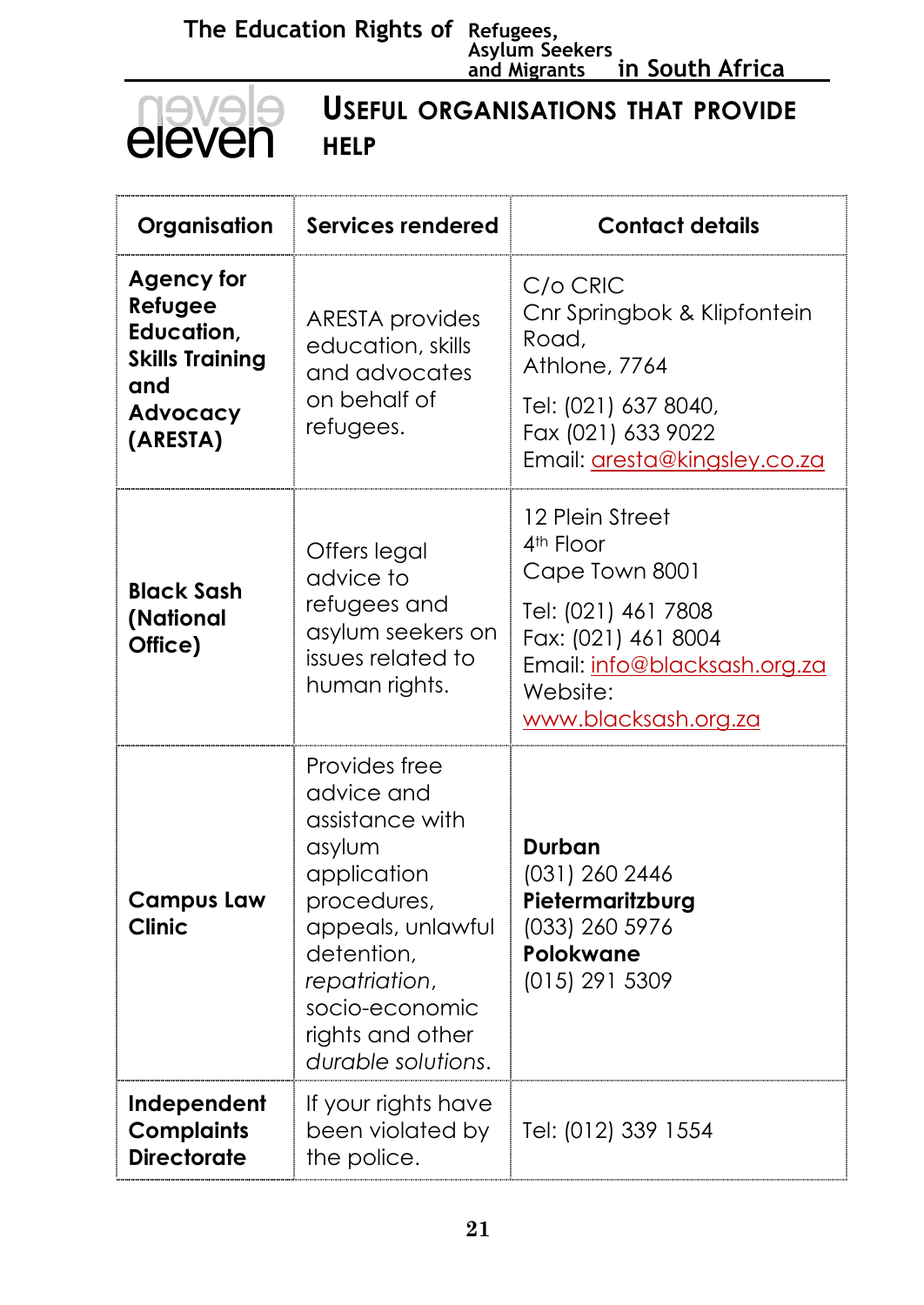## USEFUL ORGANISATIONS THAT PROVIDE HELP

| Organisation | Services rendered | Contact details |
|---|---|---|
| **Agency for Refugee Education, Skills Training and Advocacy (ARESTA)** | ARESTA provides education, skills and advocates on behalf of refugees. | C/o CRIC<br>Cnr Springbok & Klipfontein Road,<br>Athlone, 7764<br>Tel: (021) 637 8040,<br>Fax (021) 633 9022<br>Email: aresta@kingsley.co.za |
| **Black Sash (National Office)** | Offers legal advice to refugees and asylum seekers on issues related to human rights. | 12 Plein Street<br>4th Floor<br>Cape Town 8001<br>Tel: (021) 461 7808<br>Fax: (021) 461 8004<br>Email: info@blacksash.org.za<br>Website: www.blacksash.org.za |
| **Campus Law Clinic** | Provides free advice and assistance with asylum application procedures, appeals, unlawful detention, *repatriation*, socio-economic rights and other *durable solutions*. | **Durban**<br>(031) 260 2446<br>**Pietermaritzburg**<br>(033) 260 5976<br>**Polokwane**<br>(015) 291 5309 |
| **Independent Complaints Directorate** | If your rights have been violated by the police. | Tel: (012) 339 1554 |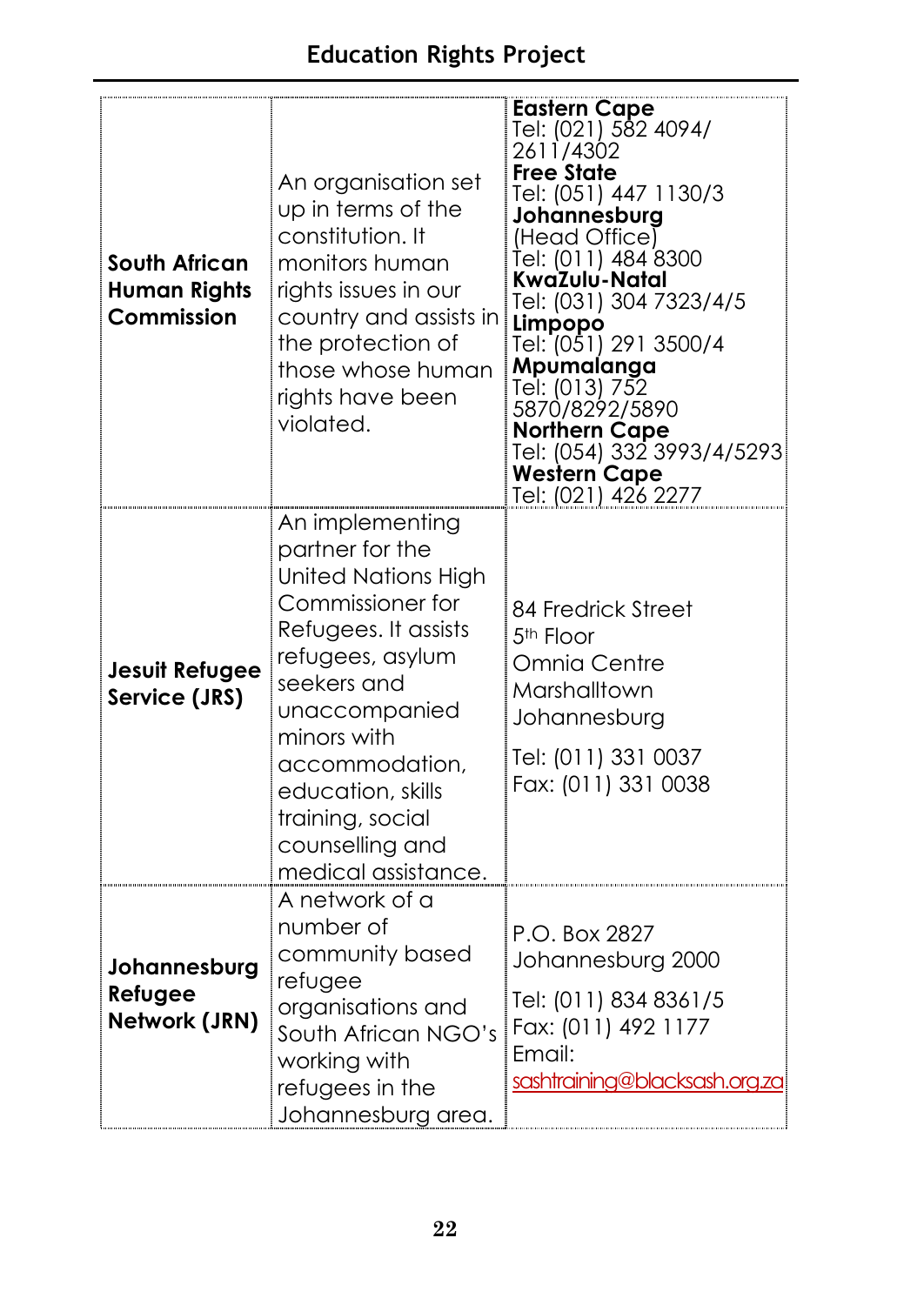| | | |
|---|---|---|
| **South African Human Rights Commission** | An organisation set up in terms of the constitution. It monitors human rights issues in our country and assists in the protection of those whose human rights have been violated. | **Eastern Cape**<br>Tel: (021) 582 4094/ 2611/4302<br>**Free State**<br>Tel: (051) 447 1130/3<br>**Johannesburg** (Head Office)<br>Tel: (011) 484 8300<br>**KwaZulu-Natal**<br>Tel: (031) 304 7323/4/5<br>**Limpopo**<br>Tel: (051) 291 3500/4<br>**Mpumalanga**<br>Tel: (013) 752 5870/8292/5890<br>**Northern Cape**<br>Tel: (054) 332 3993/4/5293<br>**Western Cape**<br>Tel: (021) 426 2277 |
| **Jesuit Refugee Service (JRS)** | An implementing partner for the United Nations High Commissioner for Refugees. It assists refugees, asylum seekers and unaccompanied minors with accommodation, education, skills training, social counselling and medical assistance. | 84 Fredrick Street<br>5th Floor<br>Omnia Centre<br>Marshalltown<br>Johannesburg<br><br>Tel: (011) 331 0037<br>Fax: (011) 331 0038 |
| **Johannesburg Refugee Network (JRN)** | A network of a number of community based refugee organisations and South African NGO's working with refugees in the Johannesburg area. | P.O. Box 2827<br>Johannesburg 2000<br><br>Tel: (011) 834 8361/5<br>Fax: (011) 492 1177<br>Email: sashtraining@blacksash.org.za |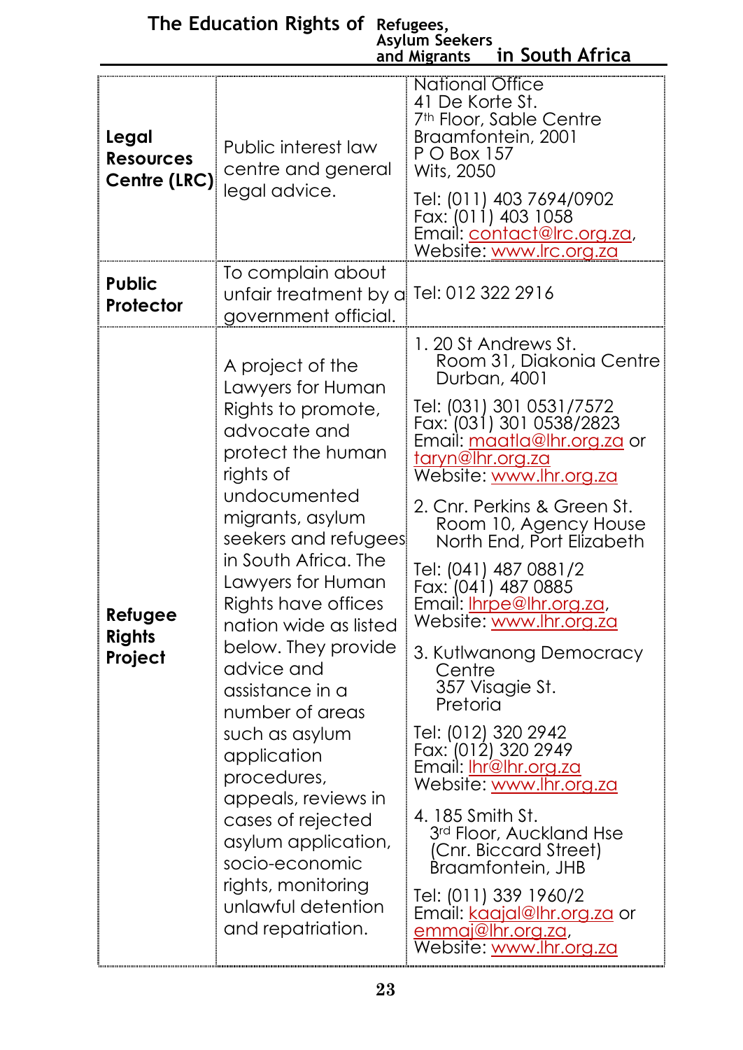| | | |
|---|---|---|
| **Legal Resources Centre (LRC)** | Public interest law centre and general legal advice. | National Office<br>41 De Korte St.<br>7th Floor, Sable Centre<br>Braamfontein, 2001<br>P O Box 157<br>Wits, 2050<br><br>Tel: (011) 403 7694/0902<br>Fax: (011) 403 1058<br>Email: contact@lrc.org.za,<br>Website: www.lrc.org.za |
| **Public Protector** | To complain about unfair treatment by a government official. | Tel: 012 322 2916 |
| **Refugee Rights Project** | A project of the Lawyers for Human Rights to promote, advocate and protect the human rights of undocumented migrants, asylum seekers and refugees in South Africa. The Lawyers for Human Rights have offices nation wide as listed below. They provide advice and assistance in a number of areas such as asylum application procedures, appeals, reviews in cases of rejected asylum application, socio-economic rights, monitoring unlawful detention and repatriation. | 1. 20 St Andrews St.<br>Room 31, Diakonia Centre<br>Durban, 4001<br><br>Tel: (031) 301 0531/7572<br>Fax: (031) 301 0538/2823<br>Email: maatla@lhr.org.za or taryn@lhr.org.za<br>Website: www.lhr.org.za<br><br>2. Cnr. Perkins & Green St.<br>Room 10, Agency House<br>North End, Port Elizabeth<br><br>Tel: (041) 487 0881/2<br>Fax: (041) 487 0885<br>Email: lhrpe@lhr.org.za,<br>Website: www.lhr.org.za<br><br>3. Kutlwanong Democracy Centre<br>357 Visagie St.<br>Pretoria<br><br>Tel: (012) 320 2942<br>Fax: (012) 320 2949<br>Email: lhr@lhr.org.za<br>Website: www.lhr.org.za<br><br>4. 185 Smith St.<br>3rd Floor, Auckland Hse<br>(Cnr. Biccard Street)<br>Braamfontein, JHB<br><br>Tel: (011) 339 1960/2<br>Email: kaajal@lhr.org.za or emmaj@lhr.org.za,<br>Website: www.lhr.org.za |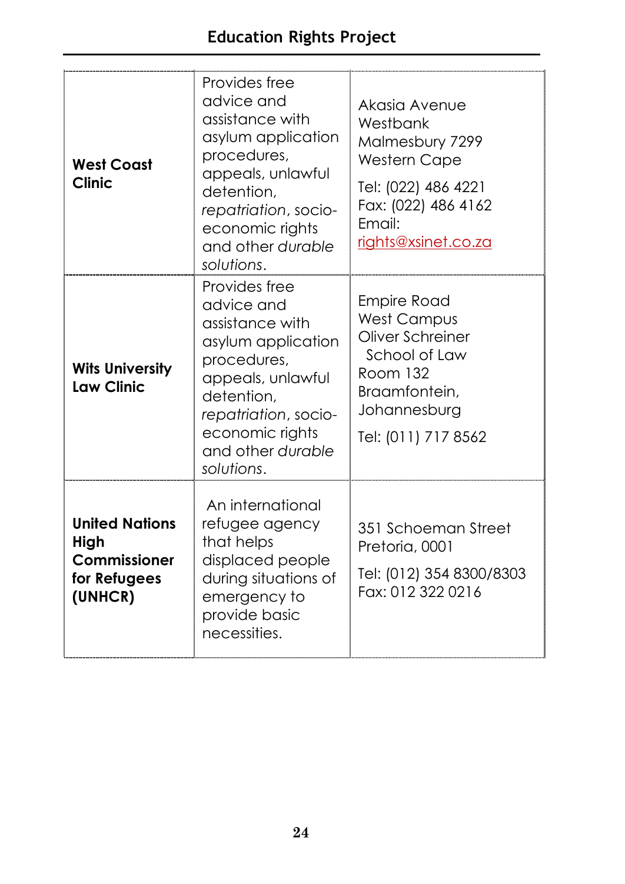| | | |
|---|---|---|
| **West Coast Clinic** | Provides free advice and assistance with asylum application procedures, appeals, unlawful detention, *repatriation*, socio-economic rights and other *durable solutions*. | Akasia Avenue Westbank Malmesbury 7299 Western Cape<br><br>Tel: (022) 486 4221<br>Fax: (022) 486 4162<br>Email: rights@xsinet.co.za |
| **Wits University Law Clinic** | Provides free advice and assistance with asylum application procedures, appeals, unlawful detention, *repatriation*, socio-economic rights and other *durable solutions*. | Empire Road West Campus Oliver Schreiner School of Law Room 132 Braamfontein, Johannesburg<br><br>Tel: (011) 717 8562 |
| **United Nations High Commissioner for Refugees (UNHCR)** | An international refugee agency that helps displaced people during situations of emergency to provide basic necessities. | 351 Schoeman Street Pretoria, 0001<br><br>Tel: (012) 354 8300/8303<br>Fax: 012 322 0216 |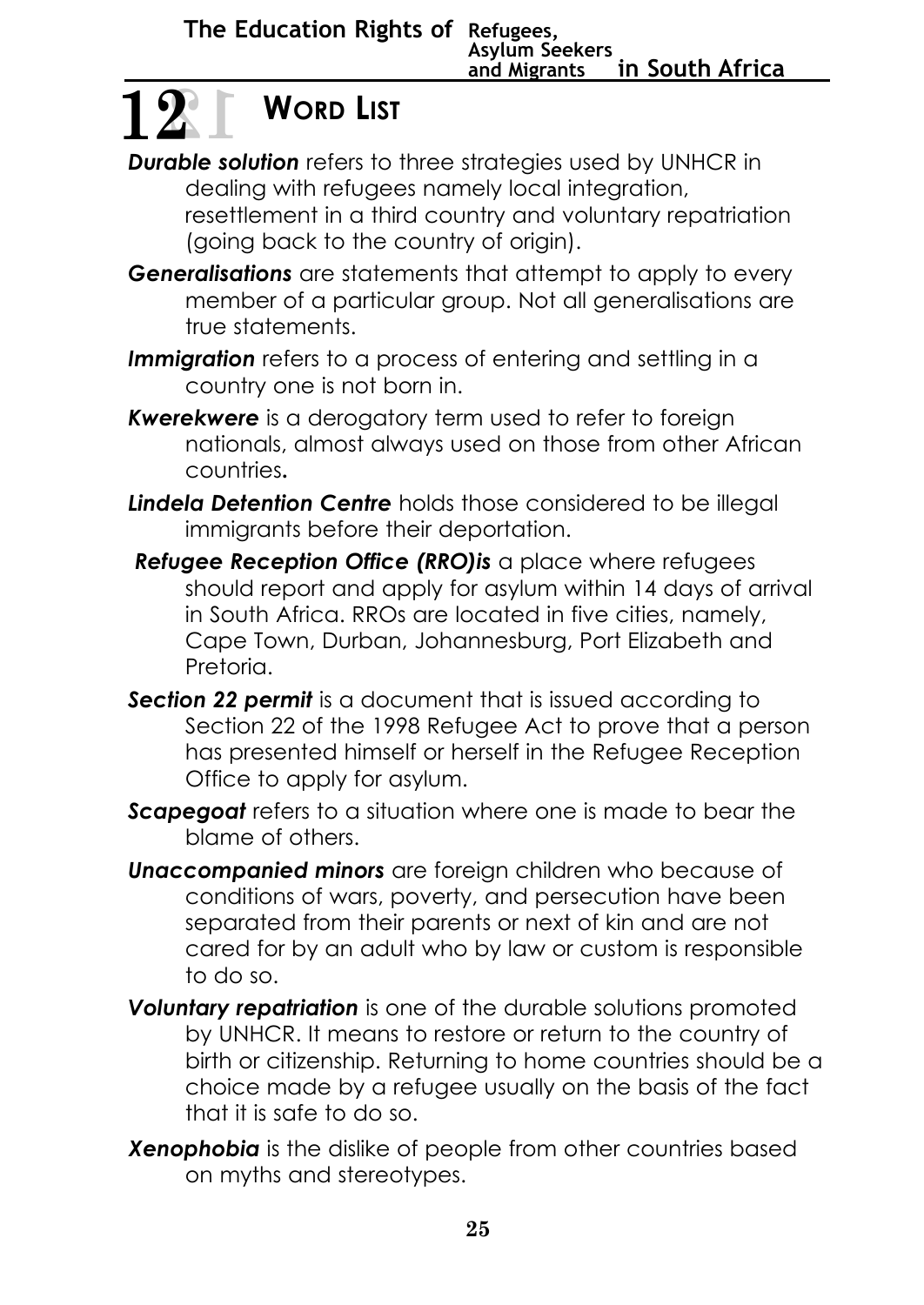# 12 WORD LIST

***Durable solution*** refers to three strategies used by UNHCR in dealing with refugees namely local integration, resettlement in a third country and voluntary repatriation (going back to the country of origin).

***Generalisations*** are statements that attempt to apply to every member of a particular group. Not all generalisations are true statements.

***Immigration*** refers to a process of entering and settling in a country one is not born in.

***Kwerekwere*** is a derogatory term used to refer to foreign nationals, almost always used on those from other African countries.

***Lindela Detention Centre*** holds those considered to be illegal immigrants before their deportation.

***Refugee Reception Office (RRO)is*** a place where refugees should report and apply for asylum within 14 days of arrival in South Africa. RROs are located in five cities, namely, Cape Town, Durban, Johannesburg, Port Elizabeth and Pretoria.

***Section 22 permit*** is a document that is issued according to Section 22 of the 1998 Refugee Act to prove that a person has presented himself or herself in the Refugee Reception Office to apply for asylum.

***Scapegoat*** refers to a situation where one is made to bear the blame of others.

***Unaccompanied minors*** are foreign children who because of conditions of wars, poverty, and persecution have been separated from their parents or next of kin and are not cared for by an adult who by law or custom is responsible to do so.

***Voluntary repatriation*** is one of the durable solutions promoted by UNHCR. It means to restore or return to the country of birth or citizenship. Returning to home countries should be a choice made by a refugee usually on the basis of the fact that it is safe to do so.

***Xenophobia*** is the dislike of people from other countries based on myths and stereotypes.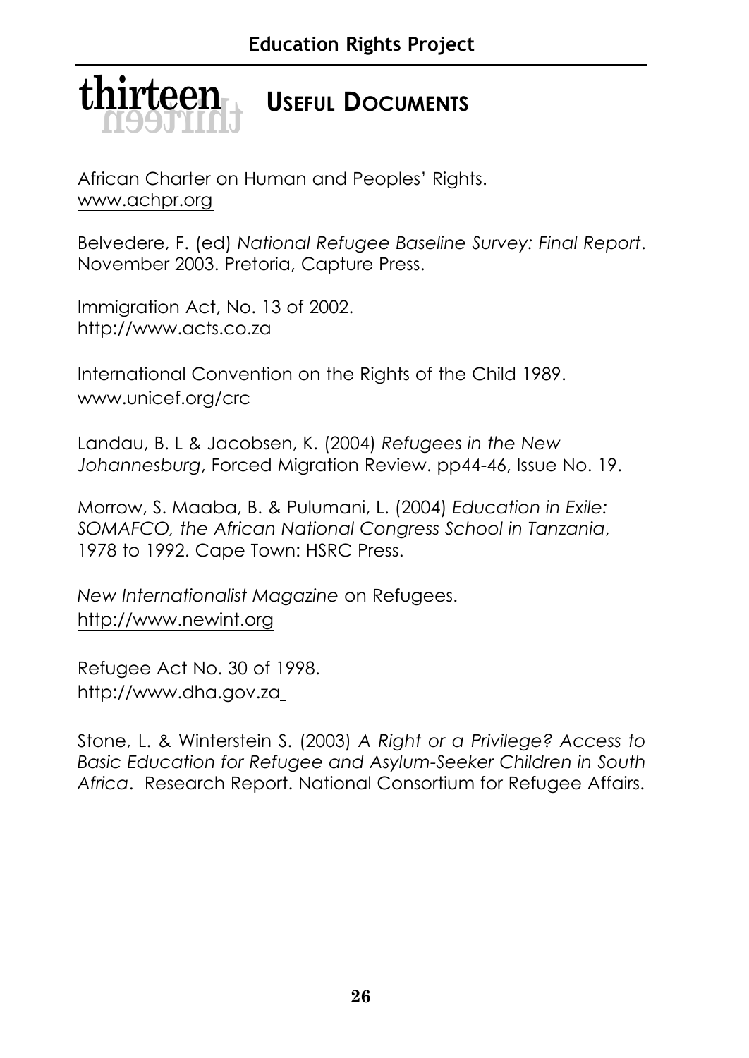# thirteen USEFUL DOCUMENTS

African Charter on Human and Peoples' Rights.
www.achpr.org

Belvedere, F. (ed) *National Refugee Baseline Survey: Final Report*. November 2003. Pretoria, Capture Press.

Immigration Act, No. 13 of 2002.
http://www.acts.co.za

International Convention on the Rights of the Child 1989.
www.unicef.org/crc

Landau, B. L & Jacobsen, K. (2004) *Refugees in the New Johannesburg*, Forced Migration Review. pp44-46, Issue No. 19.

Morrow, S. Maaba, B. & Pulumani, L. (2004) *Education in Exile: SOMAFCO, the African National Congress School in Tanzania*, 1978 to 1992. Cape Town: HSRC Press.

*New Internationalist Magazine* on Refugees.
http://www.newint.org

Refugee Act No. 30 of 1998.
http://www.dha.gov.za

Stone, L. & Winterstein S. (2003) *A Right or a Privilege? Access to Basic Education for Refugee and Asylum-Seeker Children in South Africa*. Research Report. National Consortium for Refugee Affairs.